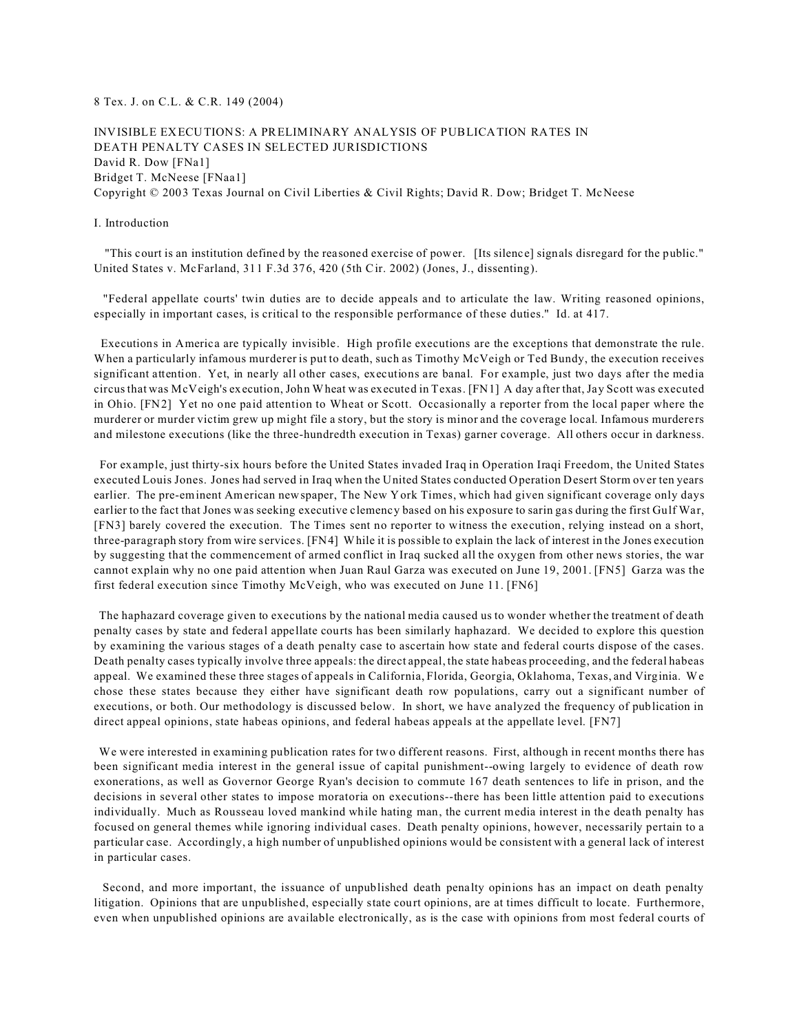8 Tex. J. on C.L. & C.R. 149 (2004)

# INVISIBLE EXECUTIONS: A PRELIMINARY ANALYSIS OF PUBLICATION RATES IN DEATH PENALTY CASES IN SELECTED JURISDICTIONS

David R. Dow [FNa1]
Bridget T. McNeese [FNaa1]
Copyright © 2003 Texas Journal on Civil Liberties & Civil Rights; David R. Dow; Bridget T. McNeese

## I. Introduction

"This court is an institution defined by the reasoned exercise of power. [Its silence] signals disregard for the public." United States v. McFarland, 311 F.3d 376, 420 (5th Cir. 2002) (Jones, J., dissenting).

"Federal appellate courts' twin duties are to decide appeals and to articulate the law. Writing reasoned opinions, especially in important cases, is critical to the responsible performance of these duties." Id. at 417.

Executions in America are typically invisible. High profile executions are the exceptions that demonstrate the rule. When a particularly infamous murderer is put to death, such as Timothy McVeigh or Ted Bundy, the execution receives significant attention. Yet, in nearly all other cases, executions are banal. For example, just two days after the media circus that was McVeigh's execution, John Wheat was executed in Texas. [FN1] A day after that, Jay Scott was executed in Ohio. [FN2] Yet no one paid attention to Wheat or Scott. Occasionally a reporter from the local paper where the murderer or murder victim grew up might file a story, but the story is minor and the coverage local. Infamous murderers and milestone executions (like the three-hundredth execution in Texas) garner coverage. All others occur in darkness.

For example, just thirty-six hours before the United States invaded Iraq in Operation Iraqi Freedom, the United States executed Louis Jones. Jones had served in Iraq when the United States conducted Operation Desert Storm over ten years earlier. The pre-eminent American newspaper, The New York Times, which had given significant coverage only days earlier to the fact that Jones was seeking executive clemency based on his exposure to sarin gas during the first Gulf War, [FN3] barely covered the execution. The Times sent no reporter to witness the execution, relying instead on a short, three-paragraph story from wire services. [FN4] While it is possible to explain the lack of interest in the Jones execution by suggesting that the commencement of armed conflict in Iraq sucked all the oxygen from other news stories, the war cannot explain why no one paid attention when Juan Raul Garza was executed on June 19, 2001. [FN5] Garza was the first federal execution since Timothy McVeigh, who was executed on June 11. [FN6]

The haphazard coverage given to executions by the national media caused us to wonder whether the treatment of death penalty cases by state and federal appellate courts has been similarly haphazard. We decided to explore this question by examining the various stages of a death penalty case to ascertain how state and federal courts dispose of the cases. Death penalty cases typically involve three appeals: the direct appeal, the state habeas proceeding, and the federal habeas appeal. We examined these three stages of appeals in California, Florida, Georgia, Oklahoma, Texas, and Virginia. We chose these states because they either have significant death row populations, carry out a significant number of executions, or both. Our methodology is discussed below. In short, we have analyzed the frequency of publication in direct appeal opinions, state habeas opinions, and federal habeas appeals at the appellate level. [FN7]

We were interested in examining publication rates for two different reasons. First, although in recent months there has been significant media interest in the general issue of capital punishment--owing largely to evidence of death row exonerations, as well as Governor George Ryan's decision to commute 167 death sentences to life in prison, and the decisions in several other states to impose moratoria on executions--there has been little attention paid to executions individually. Much as Rousseau loved mankind while hating man, the current media interest in the death penalty has focused on general themes while ignoring individual cases. Death penalty opinions, however, necessarily pertain to a particular case. Accordingly, a high number of unpublished opinions would be consistent with a general lack of interest in particular cases.

Second, and more important, the issuance of unpublished death penalty opinions has an impact on death penalty litigation. Opinions that are unpublished, especially state court opinions, are at times difficult to locate. Furthermore, even when unpublished opinions are available electronically, as is the case with opinions from most federal courts of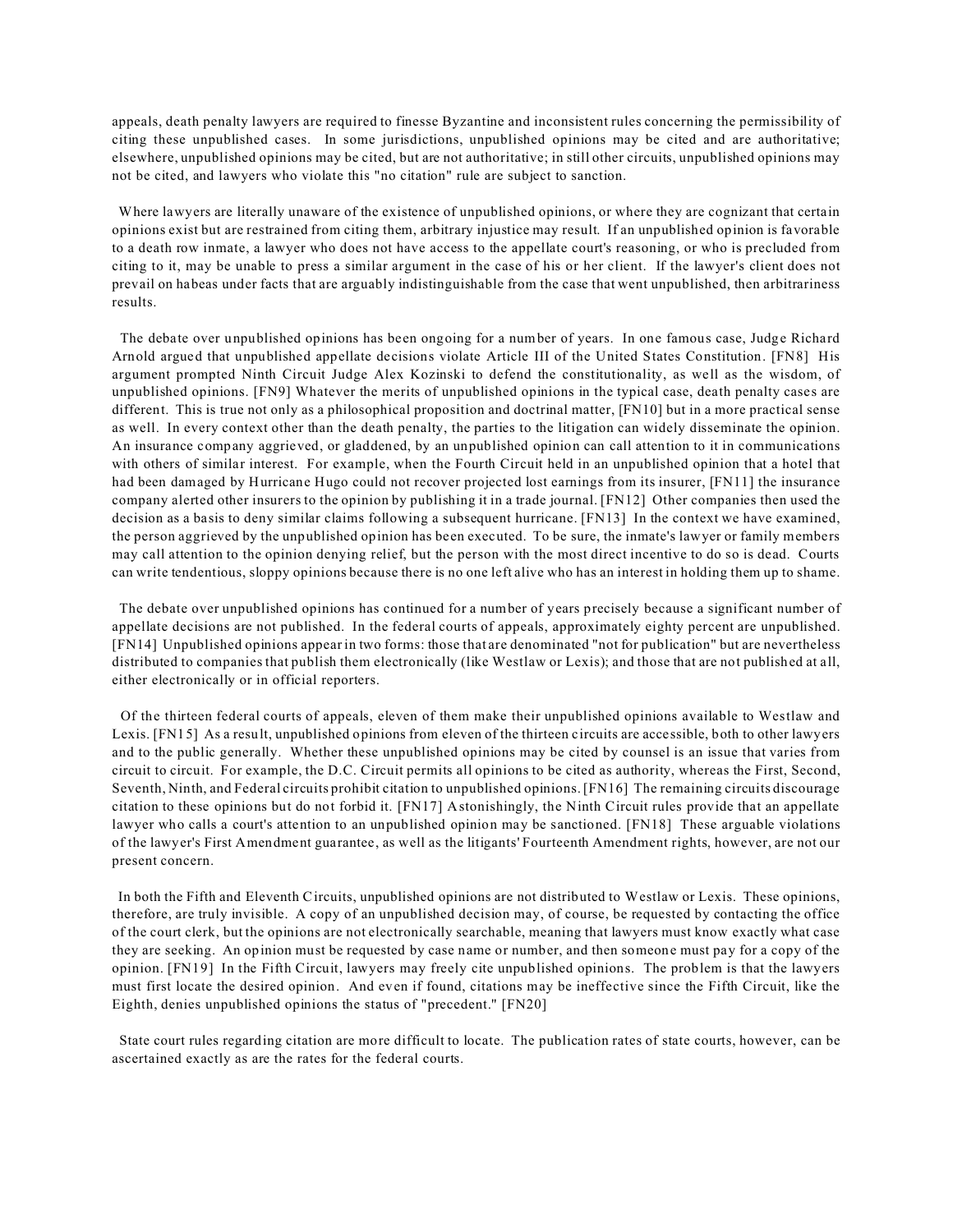appeals, death penalty lawyers are required to finesse Byzantine and inconsistent rules concerning the permissibility of citing these unpublished cases. In some jurisdictions, unpublished opinions may be cited and are authoritative; elsewhere, unpublished opinions may be cited, but are not authoritative; in still other circuits, unpublished opinions may not be cited, and lawyers who violate this "no citation" rule are subject to sanction.

Where lawyers are literally unaware of the existence of unpublished opinions, or where they are cognizant that certain opinions exist but are restrained from citing them, arbitrary injustice may result. If an unpublished opinion is favorable to a death row inmate, a lawyer who does not have access to the appellate court's reasoning, or who is precluded from citing to it, may be unable to press a similar argument in the case of his or her client. If the lawyer's client does not prevail on habeas under facts that are arguably indistinguishable from the case that went unpublished, then arbitrariness results.

The debate over unpublished opinions has been ongoing for a number of years. In one famous case, Judge Richard Arnold argued that unpublished appellate decisions violate Article III of the United States Constitution. [FN8] His argument prompted Ninth Circuit Judge Alex Kozinski to defend the constitutionality, as well as the wisdom, of unpublished opinions. [FN9] Whatever the merits of unpublished opinions in the typical case, death penalty cases are different. This is true not only as a philosophical proposition and doctrinal matter, [FN10] but in a more practical sense as well. In every context other than the death penalty, the parties to the litigation can widely disseminate the opinion. An insurance company aggrieved, or gladdened, by an unpublished opinion can call attention to it in communications with others of similar interest. For example, when the Fourth Circuit held in an unpublished opinion that a hotel that had been damaged by Hurricane Hugo could not recover projected lost earnings from its insurer, [FN11] the insurance company alerted other insurers to the opinion by publishing it in a trade journal. [FN12] Other companies then used the decision as a basis to deny similar claims following a subsequent hurricane. [FN13] In the context we have examined, the person aggrieved by the unpublished opinion has been executed. To be sure, the inmate's lawyer or family members may call attention to the opinion denying relief, but the person with the most direct incentive to do so is dead. Courts can write tendentious, sloppy opinions because there is no one left alive who has an interest in holding them up to shame.

The debate over unpublished opinions has continued for a number of years precisely because a significant number of appellate decisions are not published. In the federal courts of appeals, approximately eighty percent are unpublished. [FN14] Unpublished opinions appear in two forms: those that are denominated "not for publication" but are nevertheless distributed to companies that publish them electronically (like Westlaw or Lexis); and those that are not published at all, either electronically or in official reporters.

Of the thirteen federal courts of appeals, eleven of them make their unpublished opinions available to Westlaw and Lexis. [FN15] As a result, unpublished opinions from eleven of the thirteen circuits are accessible, both to other lawyers and to the public generally. Whether these unpublished opinions may be cited by counsel is an issue that varies from circuit to circuit. For example, the D.C. Circuit permits all opinions to be cited as authority, whereas the First, Second, Seventh, Ninth, and Federal circuits prohibit citation to unpublished opinions. [FN16] The remaining circuits discourage citation to these opinions but do not forbid it. [FN17] Astonishingly, the Ninth Circuit rules provide that an appellate lawyer who calls a court's attention to an unpublished opinion may be sanctioned. [FN18] These arguable violations of the lawyer's First Amendment guarantee, as well as the litigants' Fourteenth Amendment rights, however, are not our present concern.

In both the Fifth and Eleventh Circuits, unpublished opinions are not distributed to Westlaw or Lexis. These opinions, therefore, are truly invisible. A copy of an unpublished decision may, of course, be requested by contacting the office of the court clerk, but the opinions are not electronically searchable, meaning that lawyers must know exactly what case they are seeking. An opinion must be requested by case name or number, and then someone must pay for a copy of the opinion. [FN19] In the Fifth Circuit, lawyers may freely cite unpublished opinions. The problem is that the lawyers must first locate the desired opinion. And even if found, citations may be ineffective since the Fifth Circuit, like the Eighth, denies unpublished opinions the status of "precedent." [FN20]

State court rules regarding citation are more difficult to locate. The publication rates of state courts, however, can be ascertained exactly as are the rates for the federal courts.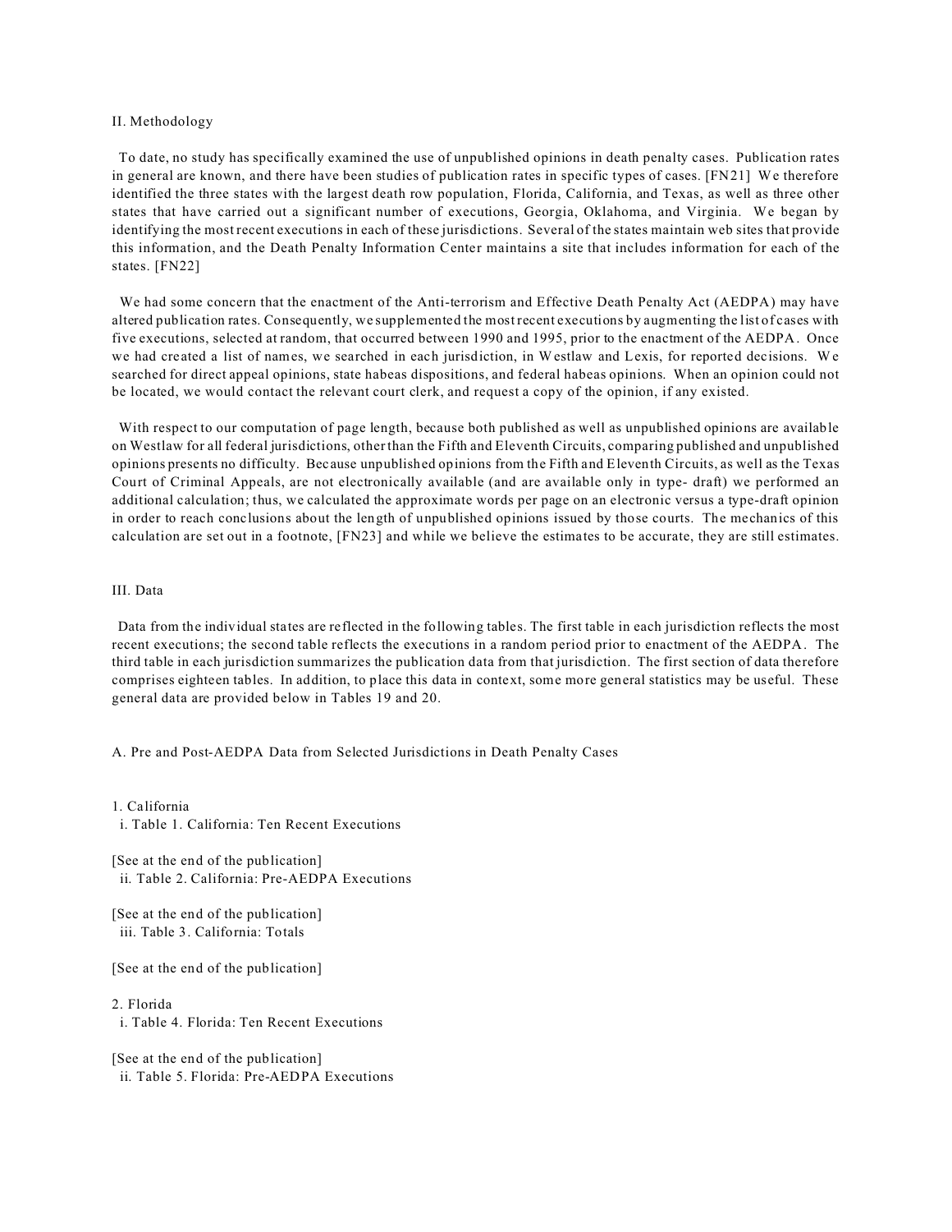## II. Methodology

To date, no study has specifically examined the use of unpublished opinions in death penalty cases. Publication rates in general are known, and there have been studies of publication rates in specific types of cases. [FN21] We therefore identified the three states with the largest death row population, Florida, California, and Texas, as well as three other states that have carried out a significant number of executions, Georgia, Oklahoma, and Virginia. We began by identifying the most recent executions in each of these jurisdictions. Several of the states maintain web sites that provide this information, and the Death Penalty Information Center maintains a site that includes information for each of the states. [FN22]

We had some concern that the enactment of the Anti-terrorism and Effective Death Penalty Act (AEDPA) may have altered publication rates. Consequently, we supplemented the most recent executions by augmenting the list of cases with five executions, selected at random, that occurred between 1990 and 1995, prior to the enactment of the AEDPA. Once we had created a list of names, we searched in each jurisdiction, in Westlaw and Lexis, for reported decisions. We searched for direct appeal opinions, state habeas dispositions, and federal habeas opinions. When an opinion could not be located, we would contact the relevant court clerk, and request a copy of the opinion, if any existed.

With respect to our computation of page length, because both published as well as unpublished opinions are available on Westlaw for all federal jurisdictions, other than the Fifth and Eleventh Circuits, comparing published and unpublished opinions presents no difficulty. Because unpublished opinions from the Fifth and Eleventh Circuits, as well as the Texas Court of Criminal Appeals, are not electronically available (and are available only in type- draft) we performed an additional calculation; thus, we calculated the approximate words per page on an electronic versus a type-draft opinion in order to reach conclusions about the length of unpublished opinions issued by those courts. The mechanics of this calculation are set out in a footnote, [FN23] and while we believe the estimates to be accurate, they are still estimates.

## III. Data

Data from the individual states are reflected in the following tables. The first table in each jurisdiction reflects the most recent executions; the second table reflects the executions in a random period prior to enactment of the AEDPA. The third table in each jurisdiction summarizes the publication data from that jurisdiction. The first section of data therefore comprises eighteen tables. In addition, to place this data in context, some more general statistics may be useful. These general data are provided below in Tables 19 and 20.

### A. Pre and Post-AEDPA Data from Selected Jurisdictions in Death Penalty Cases

1. California
   i. Table 1. California: Ten Recent Executions

[See at the end of the publication]
   ii. Table 2. California: Pre-AEDPA Executions

[See at the end of the publication]
   iii. Table 3. California: Totals

[See at the end of the publication]

2. Florida
   i. Table 4. Florida: Ten Recent Executions

[See at the end of the publication]
   ii. Table 5. Florida: Pre-AEDPA Executions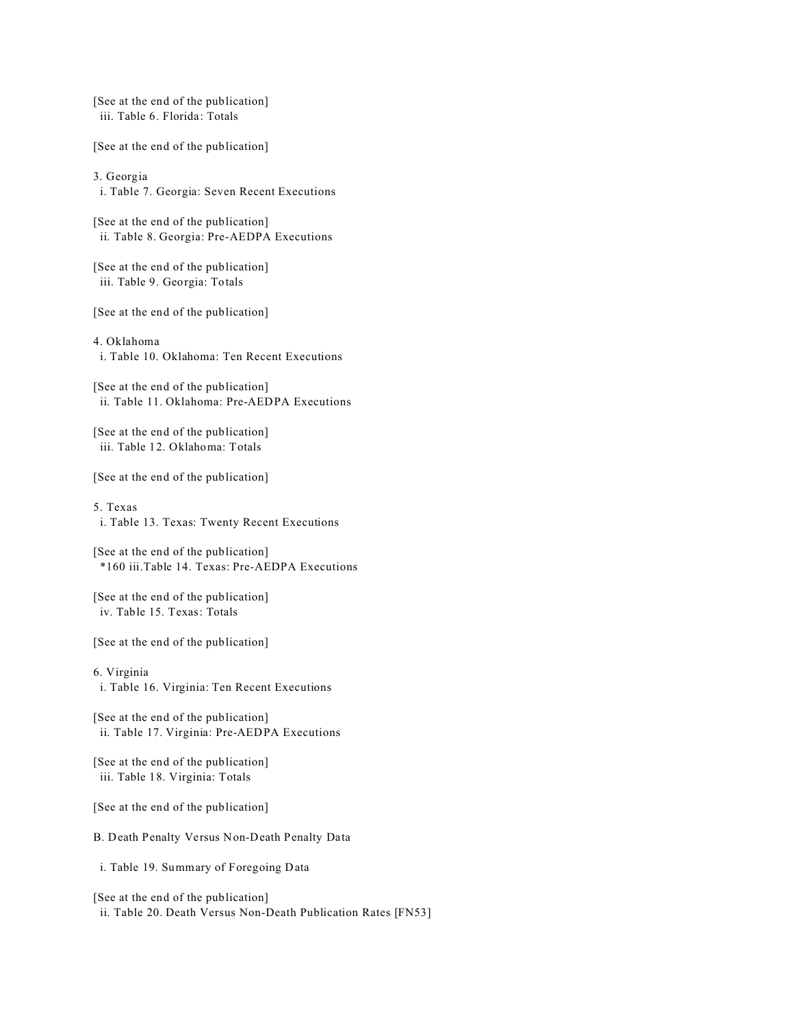[See at the end of the publication]

iii. Table 6. Florida: Totals

[See at the end of the publication]

3. Georgia

i. Table 7. Georgia: Seven Recent Executions

[See at the end of the publication]

ii. Table 8. Georgia: Pre-AEDPA Executions

[See at the end of the publication]

iii. Table 9. Georgia: Totals

[See at the end of the publication]

4. Oklahoma

i. Table 10. Oklahoma: Ten Recent Executions

[See at the end of the publication]

ii. Table 11. Oklahoma: Pre-AEDPA Executions

[See at the end of the publication]

iii. Table 12. Oklahoma: Totals

[See at the end of the publication]

5. Texas

i. Table 13. Texas: Twenty Recent Executions

[See at the end of the publication]

*160 iii.Table 14. Texas: Pre-AEDPA Executions

[See at the end of the publication]

iv. Table 15. Texas: Totals

[See at the end of the publication]

6. Virginia

i. Table 16. Virginia: Ten Recent Executions

[See at the end of the publication]

ii. Table 17. Virginia: Pre-AEDPA Executions

[See at the end of the publication]

iii. Table 18. Virginia: Totals

[See at the end of the publication]

B. Death Penalty Versus Non-Death Penalty Data

i. Table 19. Summary of Foregoing Data

[See at the end of the publication]

ii. Table 20. Death Versus Non-Death Publication Rates [FN53]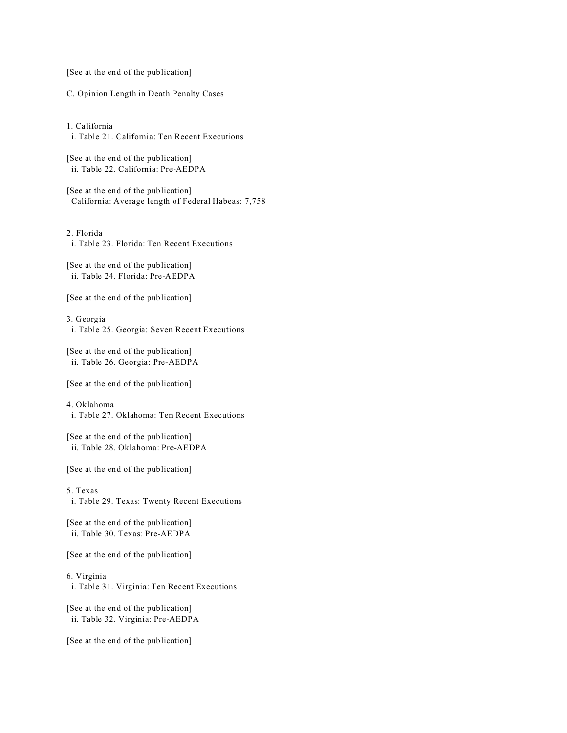[See at the end of the publication]

## C. Opinion Length in Death Penalty Cases

### 1. California

i. Table 21. California: Ten Recent Executions

[See at the end of the publication]

ii. Table 22. California: Pre-AEDPA

[See at the end of the publication]

California: Average length of Federal Habeas: 7,758

### 2. Florida

i. Table 23. Florida: Ten Recent Executions

[See at the end of the publication]

ii. Table 24. Florida: Pre-AEDPA

[See at the end of the publication]

### 3. Georgia

i. Table 25. Georgia: Seven Recent Executions

[See at the end of the publication]

ii. Table 26. Georgia: Pre-AEDPA

[See at the end of the publication]

### 4. Oklahoma

i. Table 27. Oklahoma: Ten Recent Executions

[See at the end of the publication]

ii. Table 28. Oklahoma: Pre-AEDPA

[See at the end of the publication]

### 5. Texas

i. Table 29. Texas: Twenty Recent Executions

[See at the end of the publication]

ii. Table 30. Texas: Pre-AEDPA

[See at the end of the publication]

### 6. Virginia

i. Table 31. Virginia: Ten Recent Executions

[See at the end of the publication]

ii. Table 32. Virginia: Pre-AEDPA

[See at the end of the publication]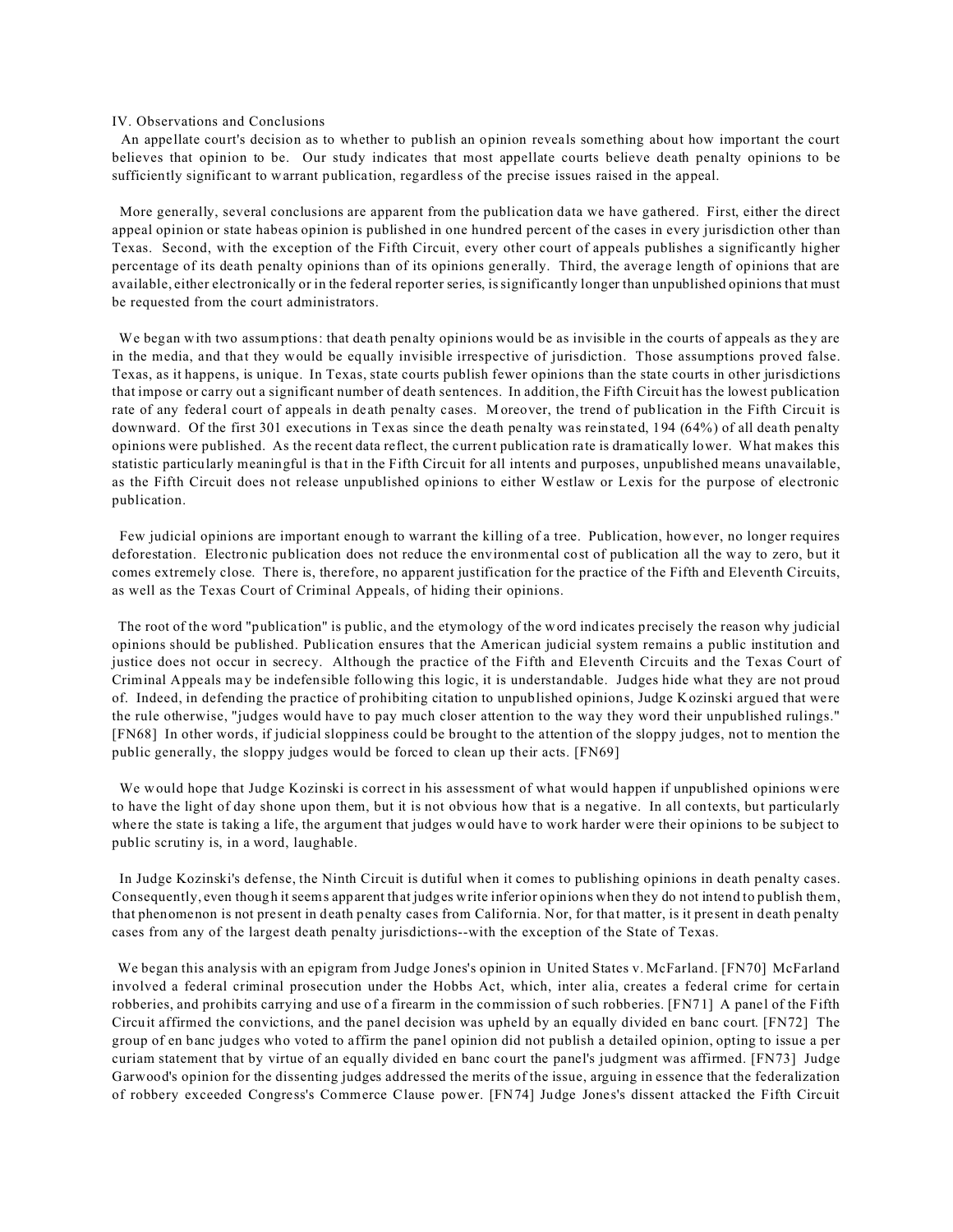## IV. Observations and Conclusions

An appellate court's decision as to whether to publish an opinion reveals something about how important the court believes that opinion to be. Our study indicates that most appellate courts believe death penalty opinions to be sufficiently significant to warrant publication, regardless of the precise issues raised in the appeal.

More generally, several conclusions are apparent from the publication data we have gathered. First, either the direct appeal opinion or state habeas opinion is published in one hundred percent of the cases in every jurisdiction other than Texas. Second, with the exception of the Fifth Circuit, every other court of appeals publishes a significantly higher percentage of its death penalty opinions than of its opinions generally. Third, the average length of opinions that are available, either electronically or in the federal reporter series, is significantly longer than unpublished opinions that must be requested from the court administrators.

We began with two assumptions: that death penalty opinions would be as invisible in the courts of appeals as they are in the media, and that they would be equally invisible irrespective of jurisdiction. Those assumptions proved false. Texas, as it happens, is unique. In Texas, state courts publish fewer opinions than the state courts in other jurisdictions that impose or carry out a significant number of death sentences. In addition, the Fifth Circuit has the lowest publication rate of any federal court of appeals in death penalty cases. Moreover, the trend of publication in the Fifth Circuit is downward. Of the first 301 executions in Texas since the death penalty was reinstated, 194 (64%) of all death penalty opinions were published. As the recent data reflect, the current publication rate is dramatically lower. What makes this statistic particularly meaningful is that in the Fifth Circuit for all intents and purposes, unpublished means unavailable, as the Fifth Circuit does not release unpublished opinions to either Westlaw or Lexis for the purpose of electronic publication.

Few judicial opinions are important enough to warrant the killing of a tree. Publication, however, no longer requires deforestation. Electronic publication does not reduce the environmental cost of publication all the way to zero, but it comes extremely close. There is, therefore, no apparent justification for the practice of the Fifth and Eleventh Circuits, as well as the Texas Court of Criminal Appeals, of hiding their opinions.

The root of the word "publication" is public, and the etymology of the word indicates precisely the reason why judicial opinions should be published. Publication ensures that the American judicial system remains a public institution and justice does not occur in secrecy. Although the practice of the Fifth and Eleventh Circuits and the Texas Court of Criminal Appeals may be indefensible following this logic, it is understandable. Judges hide what they are not proud of. Indeed, in defending the practice of prohibiting citation to unpublished opinions, Judge Kozinski argued that were the rule otherwise, "judges would have to pay much closer attention to the way they word their unpublished rulings." [FN68] In other words, if judicial sloppiness could be brought to the attention of the sloppy judges, not to mention the public generally, the sloppy judges would be forced to clean up their acts. [FN69]

We would hope that Judge Kozinski is correct in his assessment of what would happen if unpublished opinions were to have the light of day shone upon them, but it is not obvious how that is a negative. In all contexts, but particularly where the state is taking a life, the argument that judges would have to work harder were their opinions to be subject to public scrutiny is, in a word, laughable.

In Judge Kozinski's defense, the Ninth Circuit is dutiful when it comes to publishing opinions in death penalty cases. Consequently, even though it seems apparent that judges write inferior opinions when they do not intend to publish them, that phenomenon is not present in death penalty cases from California. Nor, for that matter, is it present in death penalty cases from any of the largest death penalty jurisdictions--with the exception of the State of Texas.

We began this analysis with an epigram from Judge Jones's opinion in United States v. McFarland. [FN70] McFarland involved a federal criminal prosecution under the Hobbs Act, which, inter alia, creates a federal crime for certain robberies, and prohibits carrying and use of a firearm in the commission of such robberies. [FN71] A panel of the Fifth Circuit affirmed the convictions, and the panel decision was upheld by an equally divided en banc court. [FN72] The group of en banc judges who voted to affirm the panel opinion did not publish a detailed opinion, opting to issue a per curiam statement that by virtue of an equally divided en banc court the panel's judgment was affirmed. [FN73] Judge Garwood's opinion for the dissenting judges addressed the merits of the issue, arguing in essence that the federalization of robbery exceeded Congress's Commerce Clause power. [FN74] Judge Jones's dissent attacked the Fifth Circuit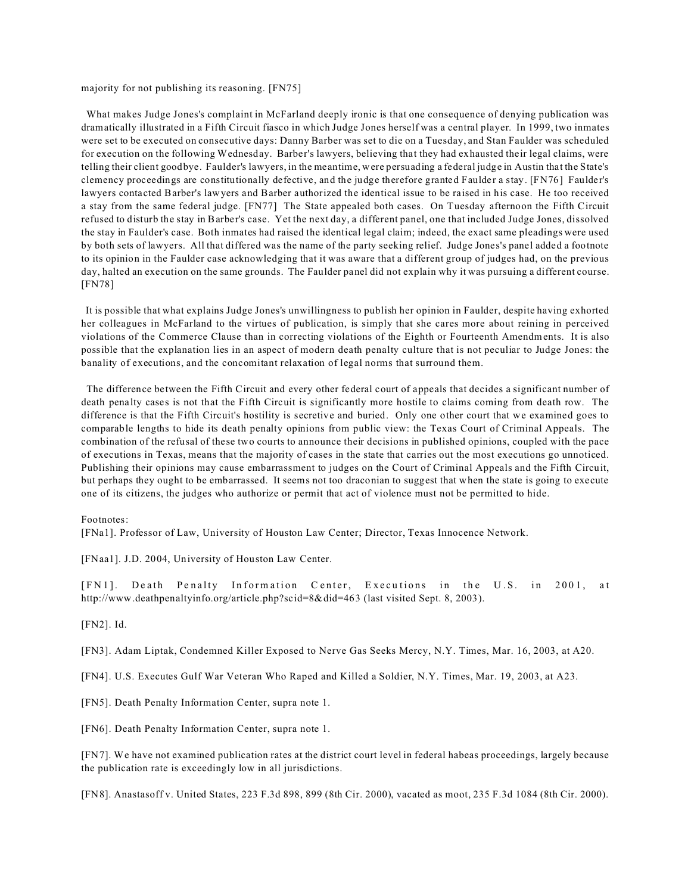majority for not publishing its reasoning. [FN75]

What makes Judge Jones's complaint in McFarland deeply ironic is that one consequence of denying publication was dramatically illustrated in a Fifth Circuit fiasco in which Judge Jones herself was a central player. In 1999, two inmates were set to be executed on consecutive days: Danny Barber was set to die on a Tuesday, and Stan Faulder was scheduled for execution on the following Wednesday. Barber's lawyers, believing that they had exhausted their legal claims, were telling their client goodbye. Faulder's lawyers, in the meantime, were persuading a federal judge in Austin that the State's clemency proceedings are constitutionally defective, and the judge therefore granted Faulder a stay. [FN76] Faulder's lawyers contacted Barber's lawyers and Barber authorized the identical issue to be raised in his case. He too received a stay from the same federal judge. [FN77] The State appealed both cases. On Tuesday afternoon the Fifth Circuit refused to disturb the stay in Barber's case. Yet the next day, a different panel, one that included Judge Jones, dissolved the stay in Faulder's case. Both inmates had raised the identical legal claim; indeed, the exact same pleadings were used by both sets of lawyers. All that differed was the name of the party seeking relief. Judge Jones's panel added a footnote to its opinion in the Faulder case acknowledging that it was aware that a different group of judges had, on the previous day, halted an execution on the same grounds. The Faulder panel did not explain why it was pursuing a different course. [FN78]

It is possible that what explains Judge Jones's unwillingness to publish her opinion in Faulder, despite having exhorted her colleagues in McFarland to the virtues of publication, is simply that she cares more about reining in perceived violations of the Commerce Clause than in correcting violations of the Eighth or Fourteenth Amendments. It is also possible that the explanation lies in an aspect of modern death penalty culture that is not peculiar to Judge Jones: the banality of executions, and the concomitant relaxation of legal norms that surround them.

The difference between the Fifth Circuit and every other federal court of appeals that decides a significant number of death penalty cases is not that the Fifth Circuit is significantly more hostile to claims coming from death row. The difference is that the Fifth Circuit's hostility is secretive and buried. Only one other court that we examined goes to comparable lengths to hide its death penalty opinions from public view: the Texas Court of Criminal Appeals. The combination of the refusal of these two courts to announce their decisions in published opinions, coupled with the pace of executions in Texas, means that the majority of cases in the state that carries out the most executions go unnoticed. Publishing their opinions may cause embarrassment to judges on the Court of Criminal Appeals and the Fifth Circuit, but perhaps they ought to be embarrassed. It seems not too draconian to suggest that when the state is going to execute one of its citizens, the judges who authorize or permit that act of violence must not be permitted to hide.

Footnotes:

[FNa1]. Professor of Law, University of Houston Law Center; Director, Texas Innocence Network.

[FNaa1]. J.D. 2004, University of Houston Law Center.

[FN1]. Death Penalty Information Center, Executions in the U.S. in 2001, at http://www.deathpenaltyinfo.org/article.php?scid=8&did=463 (last visited Sept. 8, 2003).

[FN2]. Id.

[FN3]. Adam Liptak, Condemned Killer Exposed to Nerve Gas Seeks Mercy, N.Y. Times, Mar. 16, 2003, at A20.

[FN4]. U.S. Executes Gulf War Veteran Who Raped and Killed a Soldier, N.Y. Times, Mar. 19, 2003, at A23.

[FN5]. Death Penalty Information Center, supra note 1.

[FN6]. Death Penalty Information Center, supra note 1.

[FN7]. We have not examined publication rates at the district court level in federal habeas proceedings, largely because the publication rate is exceedingly low in all jurisdictions.

[FN8]. Anastasoff v. United States, 223 F.3d 898, 899 (8th Cir. 2000), vacated as moot, 235 F.3d 1084 (8th Cir. 2000).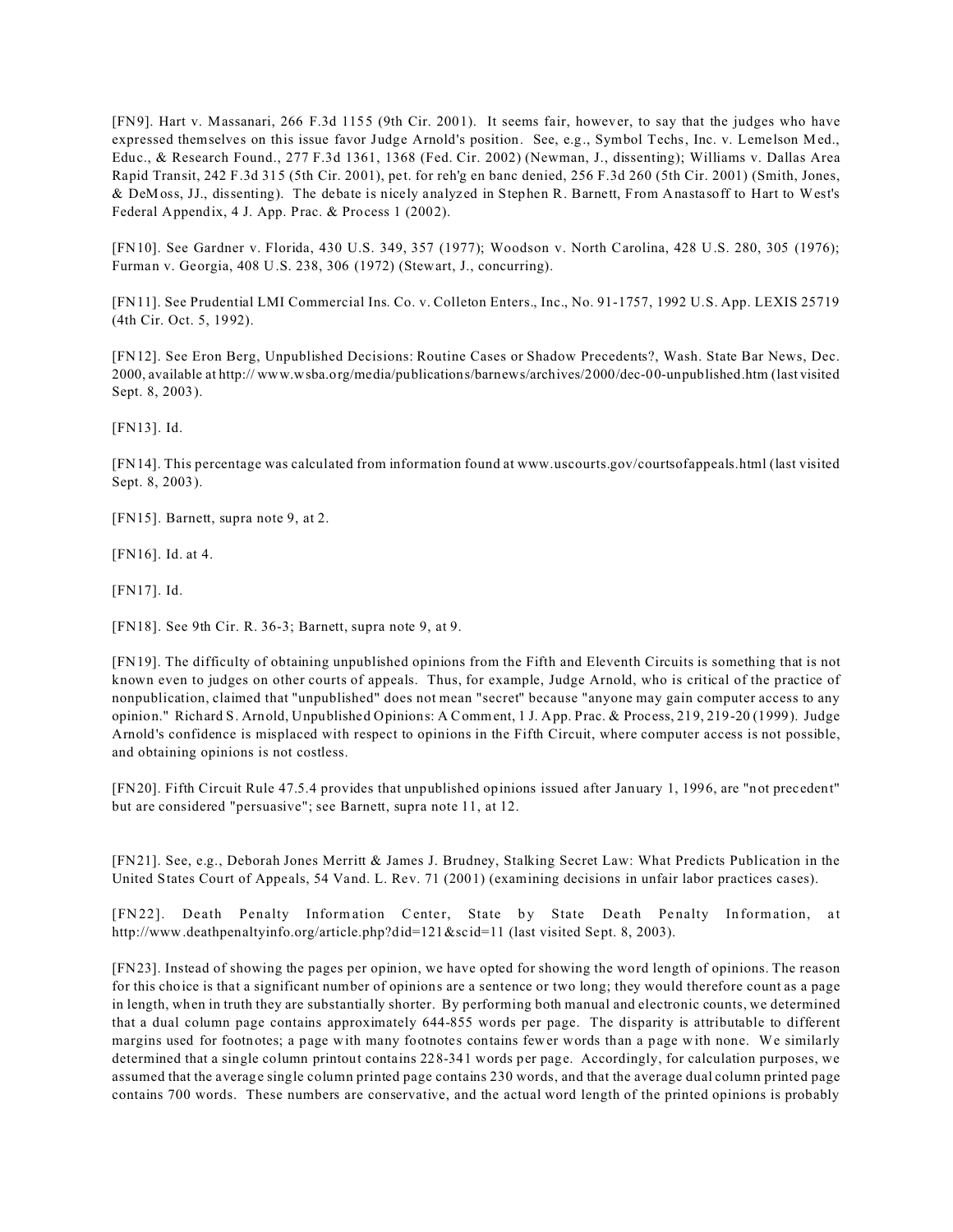[FN9]. Hart v. Massanari, 266 F.3d 1155 (9th Cir. 2001). It seems fair, however, to say that the judges who have expressed themselves on this issue favor Judge Arnold's position. See, e.g., Symbol Techs, Inc. v. Lemelson Med., Educ., & Research Found., 277 F.3d 1361, 1368 (Fed. Cir. 2002) (Newman, J., dissenting); Williams v. Dallas Area Rapid Transit, 242 F.3d 315 (5th Cir. 2001), pet. for reh'g en banc denied, 256 F.3d 260 (5th Cir. 2001) (Smith, Jones, & DeMoss, JJ., dissenting). The debate is nicely analyzed in Stephen R. Barnett, From Anastasoff to Hart to West's Federal Appendix, 4 J. App. Prac. & Process 1 (2002).

[FN10]. See Gardner v. Florida, 430 U.S. 349, 357 (1977); Woodson v. North Carolina, 428 U.S. 280, 305 (1976); Furman v. Georgia, 408 U.S. 238, 306 (1972) (Stewart, J., concurring).

[FN11]. See Prudential LMI Commercial Ins. Co. v. Colleton Enters., Inc., No. 91-1757, 1992 U.S. App. LEXIS 25719 (4th Cir. Oct. 5, 1992).

[FN12]. See Eron Berg, Unpublished Decisions: Routine Cases or Shadow Precedents?, Wash. State Bar News, Dec. 2000, available at http:// www.wsba.org/media/publications/barnews/archives/2000/dec-00-unpublished.htm (last visited Sept. 8, 2003).

[FN13]. Id.

[FN14]. This percentage was calculated from information found at www.uscourts.gov/courtsofappeals.html (last visited Sept. 8, 2003).

[FN15]. Barnett, supra note 9, at 2.

[FN16]. Id. at 4.

[FN17]. Id.

[FN18]. See 9th Cir. R. 36-3; Barnett, supra note 9, at 9.

[FN19]. The difficulty of obtaining unpublished opinions from the Fifth and Eleventh Circuits is something that is not known even to judges on other courts of appeals. Thus, for example, Judge Arnold, who is critical of the practice of nonpublication, claimed that "unpublished" does not mean "secret" because "anyone may gain computer access to any opinion." Richard S. Arnold, Unpublished Opinions: A Comment, 1 J. App. Prac. & Process, 219, 219-20 (1999). Judge Arnold's confidence is misplaced with respect to opinions in the Fifth Circuit, where computer access is not possible, and obtaining opinions is not costless.

[FN20]. Fifth Circuit Rule 47.5.4 provides that unpublished opinions issued after January 1, 1996, are "not precedent" but are considered "persuasive"; see Barnett, supra note 11, at 12.

[FN21]. See, e.g., Deborah Jones Merritt & James J. Brudney, Stalking Secret Law: What Predicts Publication in the United States Court of Appeals, 54 Vand. L. Rev. 71 (2001) (examining decisions in unfair labor practices cases).

[FN22]. Death Penalty Information Center, State by State Death Penalty Information, at http://www.deathpenaltyinfo.org/article.php?did=121&scid=11 (last visited Sept. 8, 2003).

[FN23]. Instead of showing the pages per opinion, we have opted for showing the word length of opinions. The reason for this choice is that a significant number of opinions are a sentence or two long; they would therefore count as a page in length, when in truth they are substantially shorter. By performing both manual and electronic counts, we determined that a dual column page contains approximately 644-855 words per page. The disparity is attributable to different margins used for footnotes; a page with many footnotes contains fewer words than a page with none. We similarly determined that a single column printout contains 228-341 words per page. Accordingly, for calculation purposes, we assumed that the average single column printed page contains 230 words, and that the average dual column printed page contains 700 words. These numbers are conservative, and the actual word length of the printed opinions is probably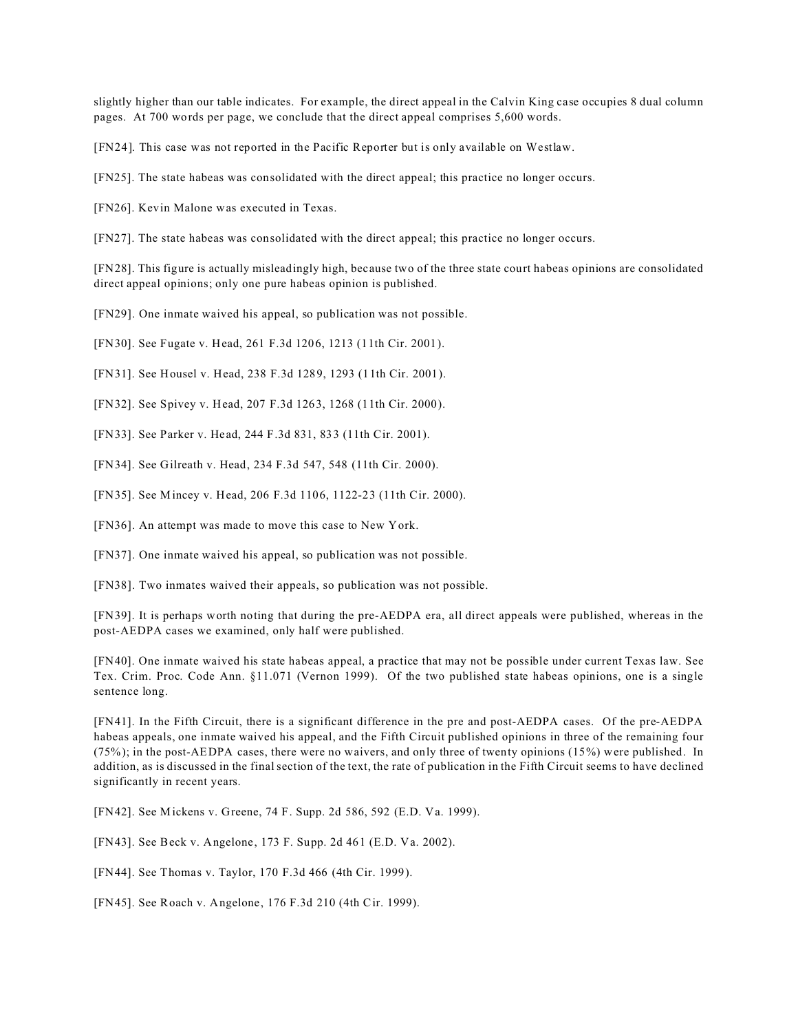slightly higher than our table indicates. For example, the direct appeal in the Calvin King case occupies 8 dual column pages. At 700 words per page, we conclude that the direct appeal comprises 5,600 words.

[FN24]. This case was not reported in the Pacific Reporter but is only available on Westlaw.

[FN25]. The state habeas was consolidated with the direct appeal; this practice no longer occurs.

[FN26]. Kevin Malone was executed in Texas.

[FN27]. The state habeas was consolidated with the direct appeal; this practice no longer occurs.

[FN28]. This figure is actually misleadingly high, because two of the three state court habeas opinions are consolidated direct appeal opinions; only one pure habeas opinion is published.

[FN29]. One inmate waived his appeal, so publication was not possible.

[FN30]. See Fugate v. Head, 261 F.3d 1206, 1213 (11th Cir. 2001).

[FN31]. See Housel v. Head, 238 F.3d 1289, 1293 (11th Cir. 2001).

[FN32]. See Spivey v. Head, 207 F.3d 1263, 1268 (11th Cir. 2000).

[FN33]. See Parker v. Head, 244 F.3d 831, 833 (11th Cir. 2001).

[FN34]. See Gilreath v. Head, 234 F.3d 547, 548 (11th Cir. 2000).

[FN35]. See Mincey v. Head, 206 F.3d 1106, 1122-23 (11th Cir. 2000).

[FN36]. An attempt was made to move this case to New York.

[FN37]. One inmate waived his appeal, so publication was not possible.

[FN38]. Two inmates waived their appeals, so publication was not possible.

[FN39]. It is perhaps worth noting that during the pre-AEDPA era, all direct appeals were published, whereas in the post-AEDPA cases we examined, only half were published.

[FN40]. One inmate waived his state habeas appeal, a practice that may not be possible under current Texas law. See Tex. Crim. Proc. Code Ann. §11.071 (Vernon 1999). Of the two published state habeas opinions, one is a single sentence long.

[FN41]. In the Fifth Circuit, there is a significant difference in the pre and post-AEDPA cases. Of the pre-AEDPA habeas appeals, one inmate waived his appeal, and the Fifth Circuit published opinions in three of the remaining four (75%); in the post-AEDPA cases, there were no waivers, and only three of twenty opinions (15%) were published. In addition, as is discussed in the final section of the text, the rate of publication in the Fifth Circuit seems to have declined significantly in recent years.

[FN42]. See Mickens v. Greene, 74 F. Supp. 2d 586, 592 (E.D. Va. 1999).

[FN43]. See Beck v. Angelone, 173 F. Supp. 2d 461 (E.D. Va. 2002).

[FN44]. See Thomas v. Taylor, 170 F.3d 466 (4th Cir. 1999).

[FN45]. See Roach v. Angelone, 176 F.3d 210 (4th Cir. 1999).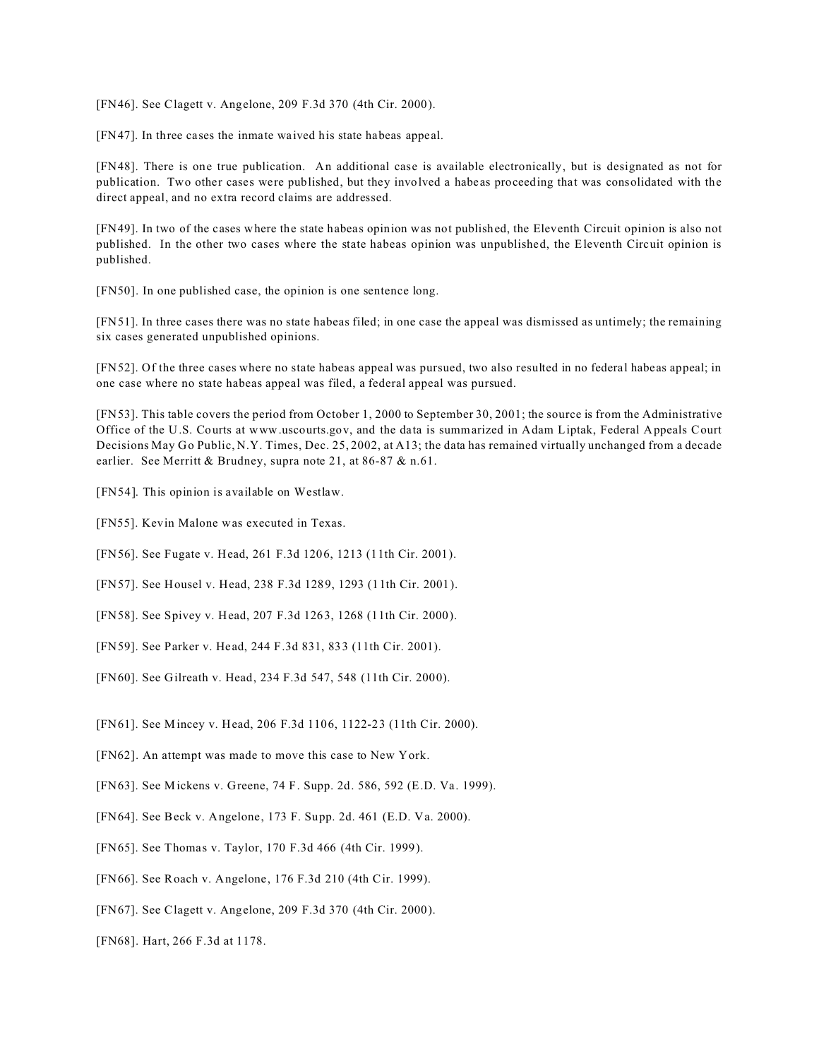[FN46]. See Clagett v. Angelone, 209 F.3d 370 (4th Cir. 2000).

[FN47]. In three cases the inmate waived his state habeas appeal.

[FN48]. There is one true publication. An additional case is available electronically, but is designated as not for publication. Two other cases were published, but they involved a habeas proceeding that was consolidated with the direct appeal, and no extra record claims are addressed.

[FN49]. In two of the cases where the state habeas opinion was not published, the Eleventh Circuit opinion is also not published. In the other two cases where the state habeas opinion was unpublished, the Eleventh Circuit opinion is published.

[FN50]. In one published case, the opinion is one sentence long.

[FN51]. In three cases there was no state habeas filed; in one case the appeal was dismissed as untimely; the remaining six cases generated unpublished opinions.

[FN52]. Of the three cases where no state habeas appeal was pursued, two also resulted in no federal habeas appeal; in one case where no state habeas appeal was filed, a federal appeal was pursued.

[FN53]. This table covers the period from October 1, 2000 to September 30, 2001; the source is from the Administrative Office of the U.S. Courts at www.uscourts.gov, and the data is summarized in Adam Liptak, Federal Appeals Court Decisions May Go Public, N.Y. Times, Dec. 25, 2002, at A13; the data has remained virtually unchanged from a decade earlier. See Merritt & Brudney, supra note 21, at 86-87 & n.61.

[FN54]. This opinion is available on Westlaw.

[FN55]. Kevin Malone was executed in Texas.

[FN56]. See Fugate v. Head, 261 F.3d 1206, 1213 (11th Cir. 2001).

[FN57]. See Housel v. Head, 238 F.3d 1289, 1293 (11th Cir. 2001).

[FN58]. See Spivey v. Head, 207 F.3d 1263, 1268 (11th Cir. 2000).

[FN59]. See Parker v. Head, 244 F.3d 831, 833 (11th Cir. 2001).

[FN60]. See Gilreath v. Head, 234 F.3d 547, 548 (11th Cir. 2000).

[FN61]. See Mincey v. Head, 206 F.3d 1106, 1122-23 (11th Cir. 2000).

[FN62]. An attempt was made to move this case to New York.

[FN63]. See Mickens v. Greene, 74 F. Supp. 2d. 586, 592 (E.D. Va. 1999).

[FN64]. See Beck v. Angelone, 173 F. Supp. 2d. 461 (E.D. Va. 2000).

[FN65]. See Thomas v. Taylor, 170 F.3d 466 (4th Cir. 1999).

[FN66]. See Roach v. Angelone, 176 F.3d 210 (4th Cir. 1999).

[FN67]. See Clagett v. Angelone, 209 F.3d 370 (4th Cir. 2000).

[FN68]. Hart, 266 F.3d at 1178.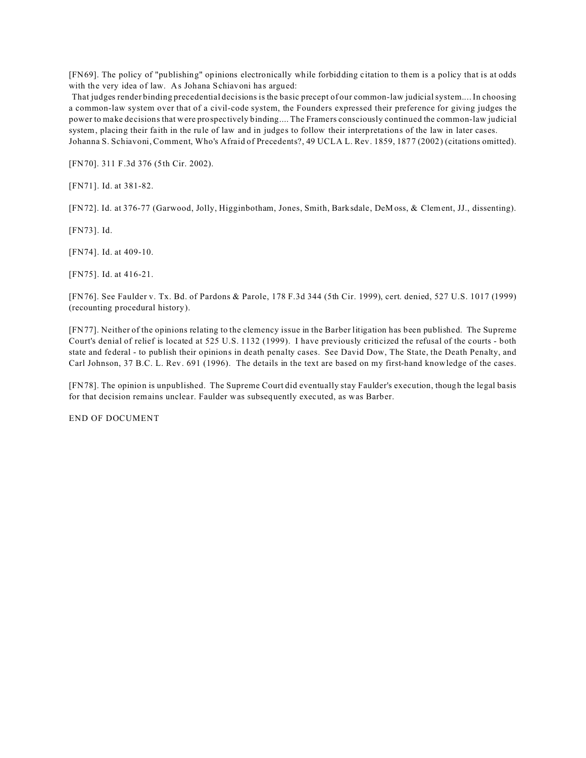[FN69]. The policy of "publishing" opinions electronically while forbidding citation to them is a policy that is at odds with the very idea of law. As Johana Schiavoni has argued:

That judges render binding precedential decisions is the basic precept of our common-law judicial system.... In choosing a common-law system over that of a civil-code system, the Founders expressed their preference for giving judges the power to make decisions that were prospectively binding.... The Framers consciously continued the common-law judicial system, placing their faith in the rule of law and in judges to follow their interpretations of the law in later cases.

Johanna S. Schiavoni, Comment, Who's Afraid of Precedents?, 49 UCLA L. Rev. 1859, 1877 (2002) (citations omitted).

[FN70]. 311 F.3d 376 (5th Cir. 2002).

[FN71]. Id. at 381-82.

[FN72]. Id. at 376-77 (Garwood, Jolly, Higginbotham, Jones, Smith, Barksdale, DeMoss, & Clement, JJ., dissenting).

[FN73]. Id.

[FN74]. Id. at 409-10.

[FN75]. Id. at 416-21.

[FN76]. See Faulder v. Tx. Bd. of Pardons & Parole, 178 F.3d 344 (5th Cir. 1999), cert. denied, 527 U.S. 1017 (1999) (recounting procedural history).

[FN77]. Neither of the opinions relating to the clemency issue in the Barber litigation has been published. The Supreme Court's denial of relief is located at 525 U.S. 1132 (1999). I have previously criticized the refusal of the courts - both state and federal - to publish their opinions in death penalty cases. See David Dow, The State, the Death Penalty, and Carl Johnson, 37 B.C. L. Rev. 691 (1996). The details in the text are based on my first-hand knowledge of the cases.

[FN78]. The opinion is unpublished. The Supreme Court did eventually stay Faulder's execution, though the legal basis for that decision remains unclear. Faulder was subsequently executed, as was Barber.

END OF DOCUMENT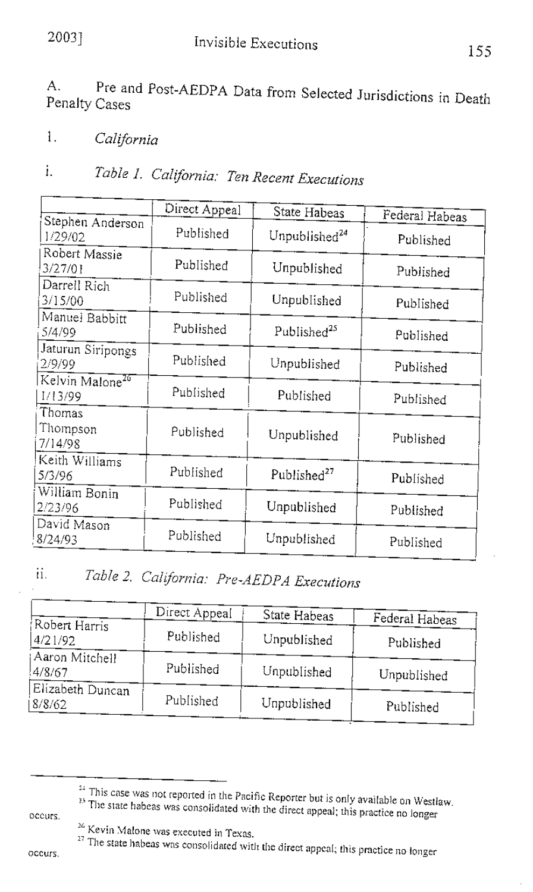### A. Pre and Post-AEDPA Data from Selected Jurisdictions in Death Penalty Cases

#### 1. *California*

##### i. *Table 1. California: Ten Recent Executions*

| | Direct Appeal | State Habeas | Federal Habeas |
|---|---|---|---|
| Stephen Anderson 1/29/02 | Published | Unpublished[24] | Published |
| Robert Massie 3/27/01 | Published | Unpublished | Published |
| Darrell Rich 3/15/00 | Published | Unpublished | Published |
| Manuel Babbitt 5/4/99 | Published | Published[25] | Published |
| Jaturun Siripongs 2/9/99 | Published | Unpublished | Published |
| Kelvin Malone[26] 1/13/99 | Published | Published | Published |
| Thomas Thompson 7/14/98 | Published | Unpublished | Published |
| Keith Williams 5/3/96 | Published | Published[27] | Published |
| William Bonin 2/23/96 | Published | Unpublished | Published |
| David Mason 8/24/93 | Published | Unpublished | Published |

##### ii. *Table 2. California: Pre-AEDPA Executions*

| | Direct Appeal | State Habeas | Federal Habeas |
|---|---|---|---|
| Robert Harris 4/21/92 | Published | Unpublished | Published |
| Aaron Mitchell 4/8/67 | Published | Unpublished | Unpublished |
| Elizabeth Duncan 8/8/62 | Published | Unpublished | Published |

---

[24] This case was not reported in the Pacific Reporter but is only available on Westlaw.

[25] The state habeas was consolidated with the direct appeal; this practice no longer occurs.

[26] Kevin Malone was executed in Texas.

[27] The state habeas was consolidated with the direct appeal; this practice no longer occurs.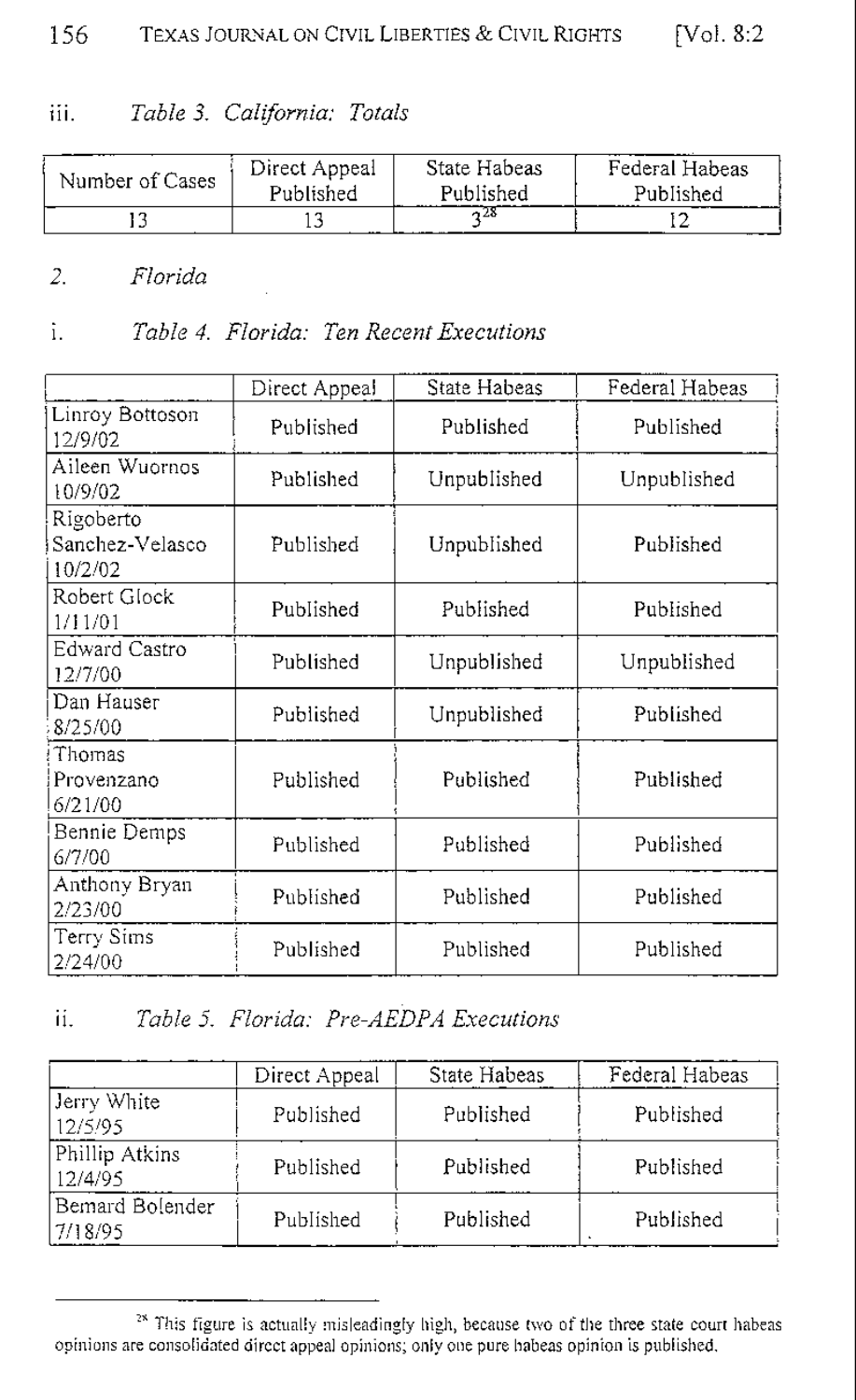iii. *Table 3. California: Totals*

| Number of Cases | Direct Appeal Published | State Habeas Published | Federal Habeas Published |
|---|---|---|---|
| 13 | 13 | 3[28] | 12 |

2. *Florida*

i. *Table 4. Florida: Ten Recent Executions*

| | Direct Appeal | State Habeas | Federal Habeas |
|---|---|---|---|
| Linroy Bottoson 12/9/02 | Published | Published | Published |
| Aileen Wuornos 10/9/02 | Published | Unpublished | Unpublished |
| Rigoberto Sanchez-Velasco 10/2/02 | Published | Unpublished | Published |
| Robert Glock 1/11/01 | Published | Published | Published |
| Edward Castro 12/7/00 | Published | Unpublished | Unpublished |
| Dan Hauser 8/25/00 | Published | Unpublished | Published |
| Thomas Provenzano 6/21/00 | Published | Published | Published |
| Bennie Demps 6/7/00 | Published | Published | Published |
| Anthony Bryan 2/23/00 | Published | Published | Published |
| Terry Sims 2/24/00 | Published | Published | Published |

ii. *Table 5. Florida: Pre-AEDPA Executions*

| | Direct Appeal | State Habeas | Federal Habeas |
|---|---|---|---|
| Jerry White 12/5/95 | Published | Published | Published |
| Phillip Atkins 12/4/95 | Published | Published | Published |
| Bernard Bolender 7/18/95 | Published | Published | Published |

[28] This figure is actually misleadingly high, because two of the three state court habeas opinions are consolidated direct appeal opinions; only one pure habeas opinion is published.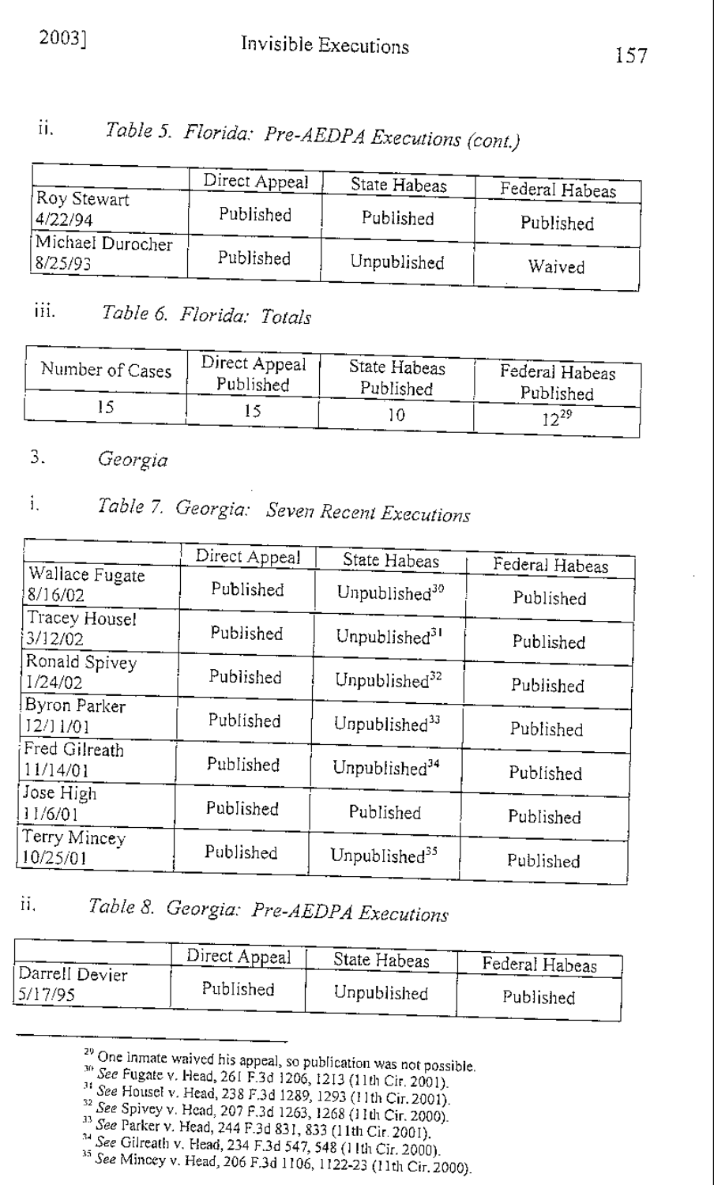ii. *Table 5. Florida: Pre-AEDPA Executions (cont.)*

| | Direct Appeal | State Habeas | Federal Habeas |
|---|---|---|---|
| Roy Stewart 4/22/94 | Published | Published | Published |
| Michael Durocher 8/25/93 | Published | Unpublished | Waived |

iii. *Table 6. Florida: Totals*

| Number of Cases | Direct Appeal Published | State Habeas Published | Federal Habeas Published |
|---|---|---|---|
| 15 | 15 | 10 | 12[29] |

3. *Georgia*

i. *Table 7. Georgia: Seven Recent Executions*

| | Direct Appeal | State Habeas | Federal Habeas |
|---|---|---|---|
| Wallace Fugate 8/16/02 | Published | Unpublished[30] | Published |
| Tracey Housel 3/12/02 | Published | Unpublished[31] | Published |
| Ronald Spivey 1/24/02 | Published | Unpublished[32] | Published |
| Byron Parker 12/11/01 | Published | Unpublished[33] | Published |
| Fred Gilreath 11/14/01 | Published | Unpublished[34] | Published |
| Jose High 11/6/01 | Published | Published | Published |
| Terry Mincey 10/25/01 | Published | Unpublished[35] | Published |

ii. *Table 8. Georgia: Pre-AEDPA Executions*

| | Direct Appeal | State Habeas | Federal Habeas |
|---|---|---|---|
| Darrell Devier 5/17/95 | Published | Unpublished | Published |

---

[29] One inmate waived his appeal, so publication was not possible.

[30] *See* Fugate v. Head, 261 F.3d 1206, 1213 (11th Cir. 2001).

[31] *See* Housel v. Head, 238 F.3d 1289, 1293 (11th Cir. 2001).

[32] *See* Spivey v. Head, 207 F.3d 1263, 1268 (11th Cir. 2000).

[33] *See* Parker v. Head, 244 F.3d 831, 833 (11th Cir. 2001).

[34] *See* Gilreath v. Head, 234 F.3d 547, 548 (11th Cir. 2000).

[35] *See* Mincey v. Head, 206 F.3d 1106, 1122-23 (11th Cir. 2000).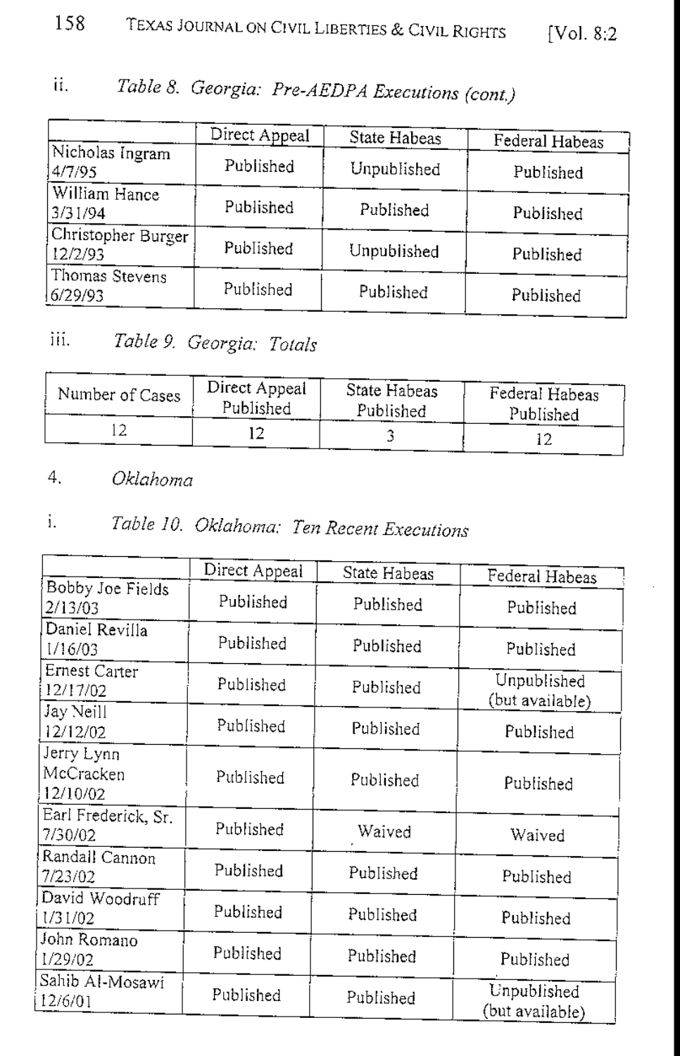ii. *Table 8. Georgia: Pre-AEDPA Executions (cont.)*

| | Direct Appeal | State Habeas | Federal Habeas |
|---|---|---|---|
| Nicholas Ingram 4/7/95 | Published | Unpublished | Published |
| William Hance 3/31/94 | Published | Published | Published |
| Christopher Burger 12/2/93 | Published | Unpublished | Published |
| Thomas Stevens 6/29/93 | Published | Published | Published |

iii. *Table 9. Georgia: Totals*

| Number of Cases | Direct Appeal Published | State Habeas Published | Federal Habeas Published |
|---|---|---|---|
| 12 | 12 | 3 | 12 |

4. *Oklahoma*

i. *Table 10. Oklahoma: Ten Recent Executions*

| | Direct Appeal | State Habeas | Federal Habeas |
|---|---|---|---|
| Bobby Joe Fields 2/13/03 | Published | Published | Published |
| Daniel Revilla 1/16/03 | Published | Published | Published |
| Ernest Carter 12/17/02 | Published | Published | Unpublished (but available) |
| Jay Neill 12/12/02 | Published | Published | Published |
| Jerry Lynn McCracken 12/10/02 | Published | Published | Published |
| Earl Frederick, Sr. 7/30/02 | Published | Waived | Waived |
| Randall Cannon 7/23/02 | Published | Published | Published |
| David Woodruff 1/31/02 | Published | Published | Published |
| John Romano 1/29/02 | Published | Published | Published |
| Sahib Al-Mosawi 12/6/01 | Published | Published | Unpublished (but available) |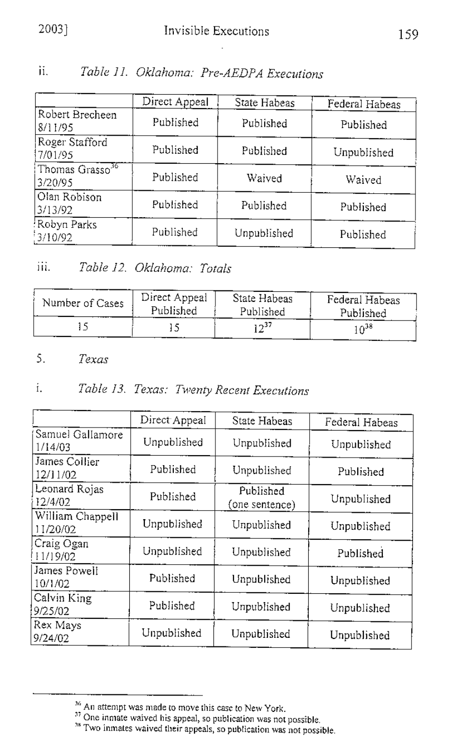ii. *Table 11. Oklahoma: Pre-AEDPA Executions*

| | Direct Appeal | State Habeas | Federal Habeas |
|---|---|---|---|
| Robert Brecheen 8/11/95 | Published | Published | Published |
| Roger Stafford 7/01/95 | Published | Published | Unpublished |
| Thomas Grasso[36] 3/20/95 | Published | Waived | Waived |
| Olan Robison 3/13/92 | Published | Published | Published |
| Robyn Parks 3/10/92 | Published | Unpublished | Published |

iii. *Table 12. Oklahoma: Totals*

| Number of Cases | Direct Appeal Published | State Habeas Published | Federal Habeas Published |
|---|---|---|---|
| 15 | 15 | 12[37] | 10[38] |

5. *Texas*

i. *Table 13. Texas: Twenty Recent Executions*

| | Direct Appeal | State Habeas | Federal Habeas |
|---|---|---|---|
| Samuel Gallamore 1/14/03 | Unpublished | Unpublished | Unpublished |
| James Collier 12/11/02 | Published | Unpublished | Published |
| Leonard Rojas 12/4/02 | Published | Published (one sentence) | Unpublished |
| William Chappell 11/20/02 | Unpublished | Unpublished | Unpublished |
| Craig Ogan 11/19/02 | Unpublished | Unpublished | Published |
| James Powell 10/1/02 | Published | Unpublished | Unpublished |
| Calvin King 9/25/02 | Published | Unpublished | Unpublished |
| Rex Mays 9/24/02 | Unpublished | Unpublished | Unpublished |

---

[36] An attempt was made to move this case to New York.

[37] One inmate waived his appeal, so publication was not possible.

[38] Two inmates waived their appeals, so publication was not possible.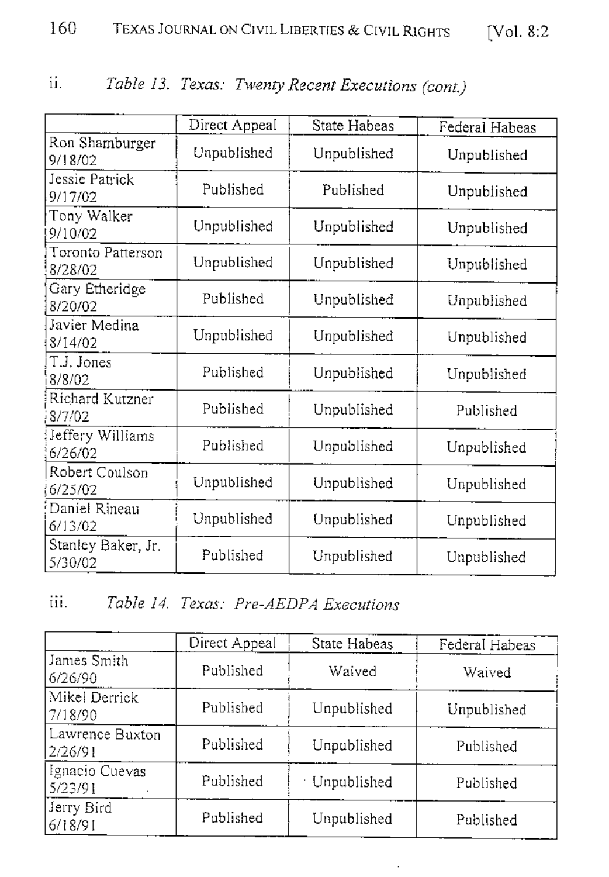ii. *Table 13. Texas: Twenty Recent Executions (cont.)*

| | Direct Appeal | State Habeas | Federal Habeas |
|---|---|---|---|
| Ron Shamburger 9/18/02 | Unpublished | Unpublished | Unpublished |
| Jessie Patrick 9/17/02 | Published | Published | Unpublished |
| Tony Walker 9/10/02 | Unpublished | Unpublished | Unpublished |
| Toronto Patterson 8/28/02 | Unpublished | Unpublished | Unpublished |
| Gary Etheridge 8/20/02 | Published | Unpublished | Unpublished |
| Javier Medina 8/14/02 | Unpublished | Unpublished | Unpublished |
| T.J. Jones 8/8/02 | Published | Unpublished | Unpublished |
| Richard Kutzner 8/7/02 | Published | Unpublished | Published |
| Jeffery Williams 6/26/02 | Published | Unpublished | Unpublished |
| Robert Coulson 6/25/02 | Unpublished | Unpublished | Unpublished |
| Daniel Rineau 6/13/02 | Unpublished | Unpublished | Unpublished |
| Stanley Baker, Jr. 5/30/02 | Published | Unpublished | Unpublished |

iii. *Table 14. Texas: Pre-AEDPA Executions*

| | Direct Appeal | State Habeas | Federal Habeas |
|---|---|---|---|
| James Smith 6/26/90 | Published | Waived | Waived |
| Mikel Derrick 7/18/90 | Published | Unpublished | Unpublished |
| Lawrence Buxton 2/26/91 | Published | Unpublished | Published |
| Ignacio Cuevas 5/23/91 | Published | Unpublished | Published |
| Jerry Bird 6/18/91 | Published | Unpublished | Published |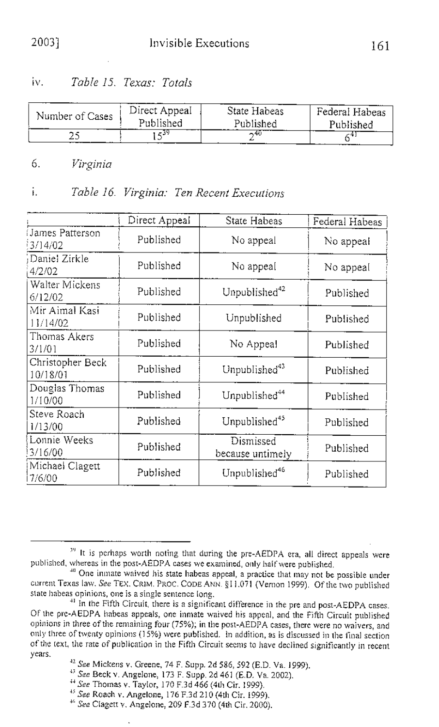iv. *Table 15. Texas: Totals*

| Number of Cases | Direct Appeal Published | State Habeas Published | Federal Habeas Published |
|---|---|---|---|
| 25 | 15[39] | 2[40] | 6[41] |

6. *Virginia*

i. *Table 16. Virginia: Ten Recent Executions*

| | Direct Appeal | State Habeas | Federal Habeas |
|---|---|---|---|
| James Patterson 3/14/02 | Published | No appeal | No appeal |
| Daniel Zirkle 4/2/02 | Published | No appeal | No appeal |
| Walter Mickens 6/12/02 | Published | Unpublished[42] | Published |
| Mir Aimal Kasi 11/14/02 | Published | Unpublished | Published |
| Thomas Akers 3/1/01 | Published | No Appeal | Published |
| Christopher Beck 10/18/01 | Published | Unpublished[43] | Published |
| Douglas Thomas 1/10/00 | Published | Unpublished[44] | Published |
| Steve Roach 1/13/00 | Published | Unpublished[45] | Published |
| Lonnie Weeks 3/16/00 | Published | Dismissed because untimely | Published |
| Michael Clagett 7/6/00 | Published | Unpublished[46] | Published |

---

[39] It is perhaps worth noting that during the pre-AEDPA era, all direct appeals were published, whereas in the post-AEDPA cases we examined, only half were published.

[40] One inmate waived his state habeas appeal, a practice that may not be possible under current Texas law. *See* TEX. CRIM. PROC. CODE ANN. §11.071 (Vernon 1999). Of the two published state habeas opinions, one is a single sentence long.

[41] In the Fifth Circuit, there is a significant difference in the pre and post-AEDPA cases. Of the pre-AEDPA habeas appeals, one inmate waived his appeal, and the Fifth Circuit published opinions in three of the remaining four (75%); in the post-AEDPA cases, there were no waivers, and only three of twenty opinions (15%) were published. In addition, as is discussed in the final section of the text, the rate of publication in the Fifth Circuit seems to have declined significantly in recent years.

[42] *See* Mickens v. Greene, 74 F. Supp. 2d 586, 592 (E.D. Va. 1999).

[43] *See* Beck v. Angelone, 173 F. Supp. 2d 461 (E.D. Va. 2002).

[44] *See* Thomas v. Taylor, 170 F.3d 466 (4th Cir. 1999).

[45] *See* Roach v. Angelone, 176 F.3d 210 (4th Cir. 1999).

[46] *See* Clagett v. Angelone, 209 F.3d 370 (4th Cir. 2000).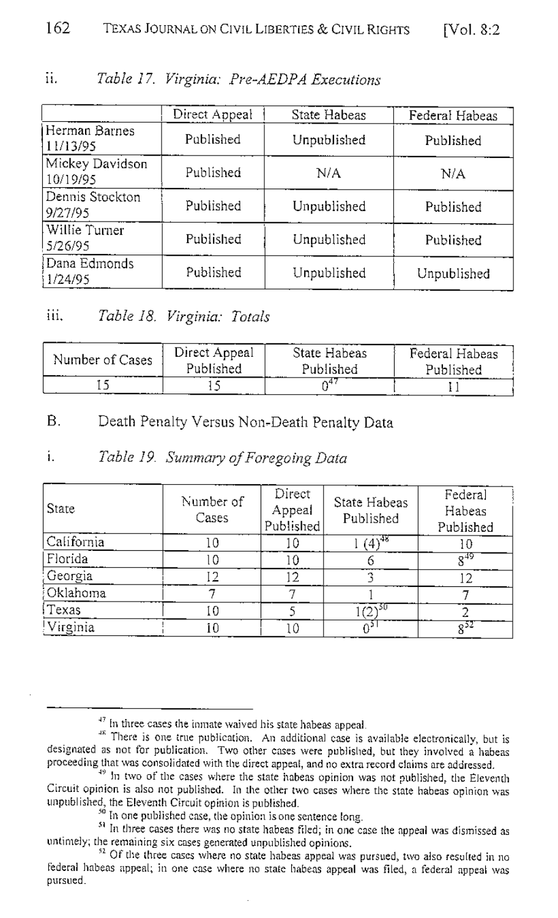ii. *Table 17. Virginia: Pre-AEDPA Executions*

| | Direct Appeal | State Habeas | Federal Habeas |
|---|---|---|---|
| Herman Barnes 11/13/95 | Published | Unpublished | Published |
| Mickey Davidson 10/19/95 | Published | N/A | N/A |
| Dennis Stockton 9/27/95 | Published | Unpublished | Published |
| Willie Turner 5/26/95 | Published | Unpublished | Published |
| Dana Edmonds 1/24/95 | Published | Unpublished | Unpublished |

iii. *Table 18. Virginia: Totals*

| Number of Cases | Direct Appeal Published | State Habeas Published | Federal Habeas Published |
|---|---|---|---|
| 15 | 15 | 0[47] | 11 |

## B. Death Penalty Versus Non-Death Penalty Data

i. *Table 19. Summary of Foregoing Data*

| State | Number of Cases | Direct Appeal Published | State Habeas Published | Federal Habeas Published |
|---|---|---|---|---|
| California | 10 | 10 | 1 (4)[48] | 10 |
| Florida | 10 | 10 | 6 | 8[49] |
| Georgia | 12 | 12 | 3 | 12 |
| Oklahoma | 7 | 7 | 1 | 7 |
| Texas | 10 | 5 | 1(2)[50] | 2 |
| Virginia | 10 | 10 | 0[51] | 8[52] |

---

[47] In three cases the inmate waived his state habeas appeal.

[48] There is one true publication. An additional case is available electronically, but is designated as not for publication. Two other cases were published, but they involved a habeas proceeding that was consolidated with the direct appeal, and no extra record claims are addressed.

[49] In two of the cases where the state habeas opinion was not published, the Eleventh Circuit opinion is also not published. In the other two cases where the state habeas opinion was unpublished, the Eleventh Circuit opinion is published.

[50] In one published case, the opinion is one sentence long.

[51] In three cases there was no state habeas filed; in one case the appeal was dismissed as untimely; the remaining six cases generated unpublished opinions.

[52] Of the three cases where no state habeas appeal was pursued, two also resulted in no federal habeas appeal; in one case where no state habeas appeal was filed, a federal appeal was pursued.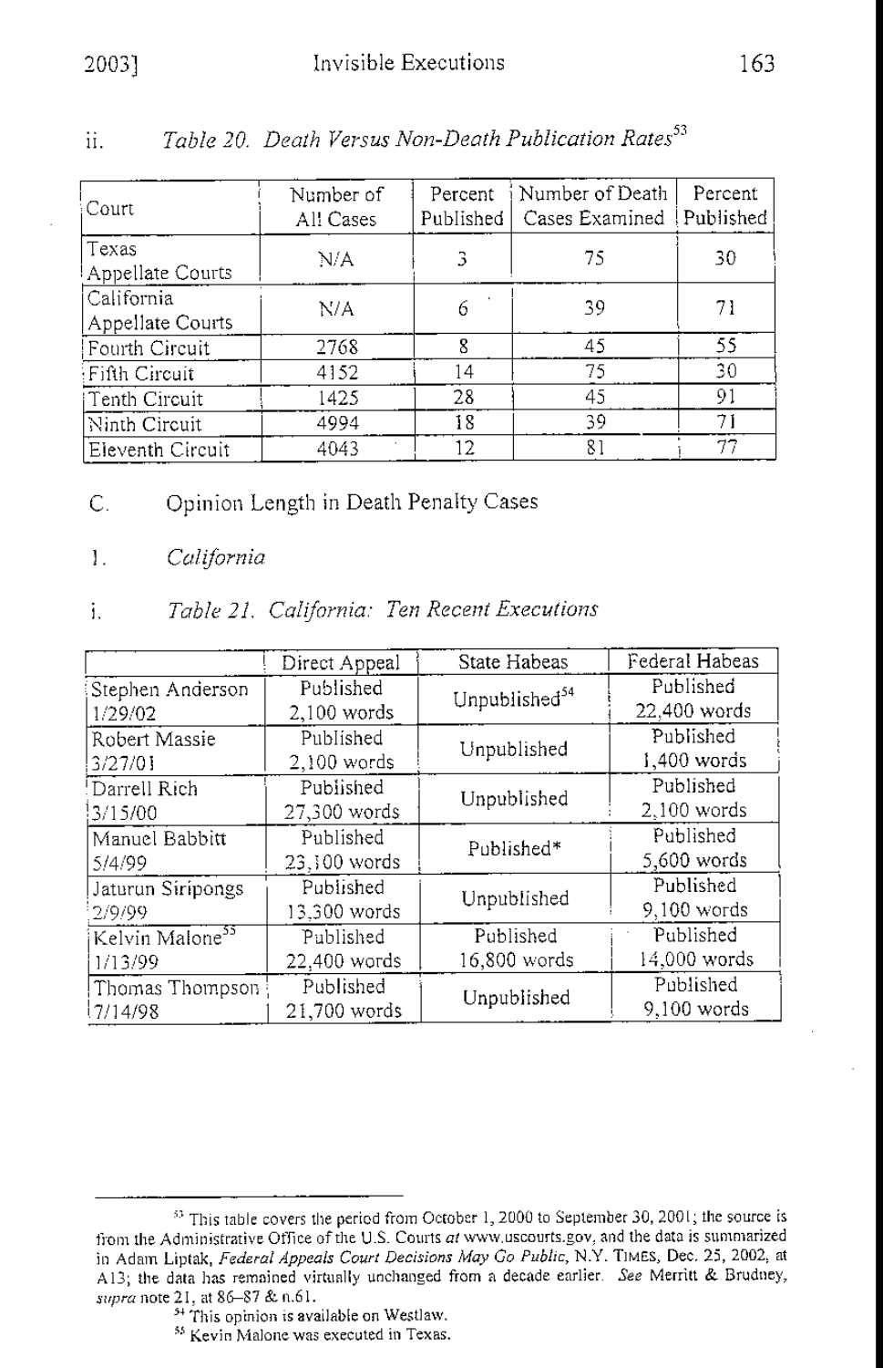ii. *Table 20. Death Versus Non-Death Publication Rates*[53]

| Court | Number of All Cases | Percent Published | Number of Death Cases Examined | Percent Published |
|---|---|---|---|---|
| Texas Appellate Courts | N/A | 3 | 75 | 30 |
| California Appellate Courts | N/A | 6 | 39 | 71 |
| Fourth Circuit | 2768 | 8 | 45 | 55 |
| Fifth Circuit | 4152 | 14 | 75 | 30 |
| Tenth Circuit | 1425 | 28 | 45 | 91 |
| Ninth Circuit | 4994 | 18 | 39 | 71 |
| Eleventh Circuit | 4043 | 12 | 81 | 77 |

C. Opinion Length in Death Penalty Cases

1. *California*

i. *Table 21. California: Ten Recent Executions*

| | Direct Appeal | State Habeas | Federal Habeas |
|---|---|---|---|
| Stephen Anderson 1/29/02 | Published 2,100 words | Unpublished[54] | Published 22,400 words |
| Robert Massie 3/27/01 | Published 2,100 words | Unpublished | Published 1,400 words |
| Darrell Rich 3/15/00 | Published 27,300 words | Unpublished | Published 2,100 words |
| Manuel Babbitt 5/4/99 | Published 23,100 words | Published* | Published 5,600 words |
| Jaturun Siripongs 2/9/99 | Published 13,300 words | Unpublished | Published 9,100 words |
| Kelvin Malone[55] 1/13/99 | Published 22,400 words | Published 16,800 words | Published 14,000 words |
| Thomas Thompson 7/14/98 | Published 21,700 words | Unpublished | Published 9,100 words |

---

[53] This table covers the period from October 1, 2000 to September 30, 2001; the source is from the Administrative Office of the U.S. Courts *at* www.uscourts.gov, and the data is summarized in Adam Liptak, *Federal Appeals Court Decisions May Go Public*, N.Y. TIMES, Dec. 25, 2002, at A13; the data has remained virtually unchanged from a decade earlier. *See* Merritt & Brudney, *supra* note 21, at 86–87 & n.61.

[54] This opinion is available on Westlaw.

[55] Kevin Malone was executed in Texas.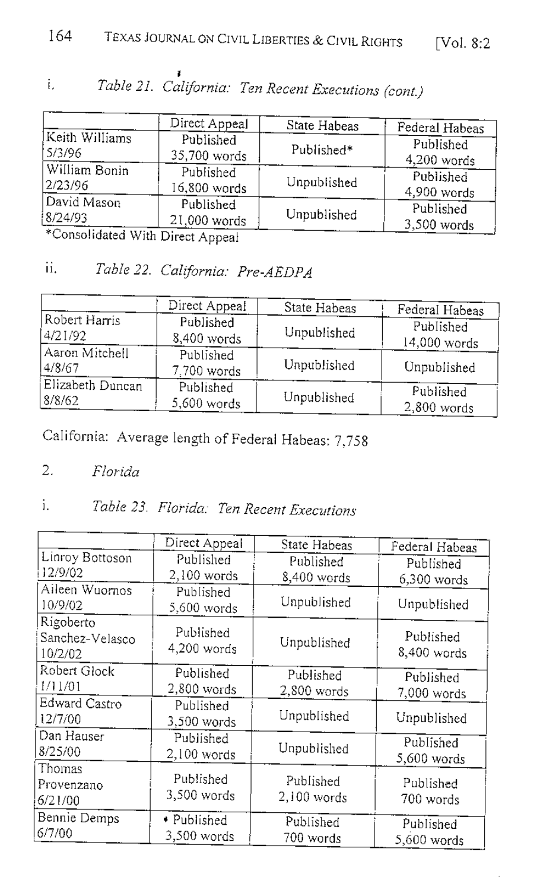i. *Table 21. California: Ten Recent Executions (cont.)*

| | Direct Appeal | State Habeas | Federal Habeas |
|---|---|---|---|
| Keith Williams 5/3/96 | Published 35,700 words | Published* | Published 4,200 words |
| William Bonin 2/23/96 | Published 16,800 words | Unpublished | Published 4,900 words |
| David Mason 8/24/93 | Published 21,000 words | Unpublished | Published 3,500 words |

*Consolidated With Direct Appeal

ii. *Table 22. California: Pre-AEDPA*

| | Direct Appeal | State Habeas | Federal Habeas |
|---|---|---|---|
| Robert Harris 4/21/92 | Published 8,400 words | Unpublished | Published 14,000 words |
| Aaron Mitchell 4/8/67 | Published 7,700 words | Unpublished | Unpublished |
| Elizabeth Duncan 8/8/62 | Published 5,600 words | Unpublished | Published 2,800 words |

California: Average length of Federal Habeas: 7,758

2. *Florida*

i. *Table 23. Florida: Ten Recent Executions*

| | Direct Appeal | State Habeas | Federal Habeas |
|---|---|---|---|
| Linroy Bottoson 12/9/02 | Published 2,100 words | Published 8,400 words | Published 6,300 words |
| Aileen Wuornos 10/9/02 | Published 5,600 words | Unpublished | Unpublished |
| Rigoberto Sanchez-Velasco 10/2/02 | Published 4,200 words | Unpublished | Published 8,400 words |
| Robert Glock 1/11/01 | Published 2,800 words | Published 2,800 words | Published 7,000 words |
| Edward Castro 12/7/00 | Published 3,500 words | Unpublished | Unpublished |
| Dan Hauser 8/25/00 | Published 2,100 words | Unpublished | Published 5,600 words |
| Thomas Provenzano 6/21/00 | Published 3,500 words | Published 2,100 words | Published 700 words |
| Bennie Demps 6/7/00 | Published 3,500 words | Published 700 words | Published 5,600 words |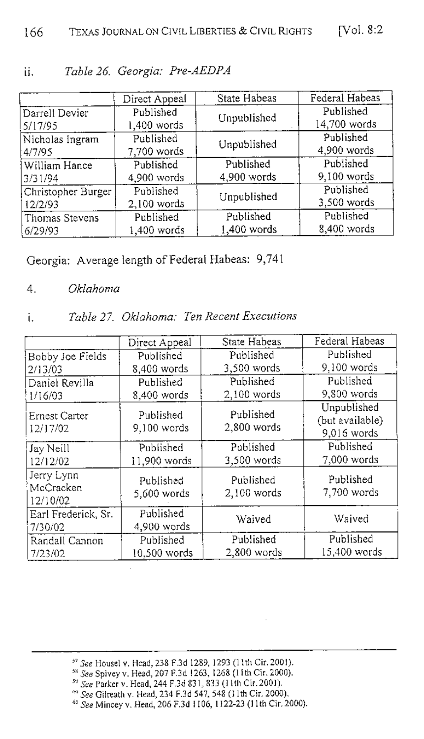ii. *Table 26. Georgia: Pre-AEDPA*

| | Direct Appeal | State Habeas | Federal Habeas |
|---|---|---|---|
| Darrell Devier 5/17/95 | Published 1,400 words | Unpublished | Published 14,700 words |
| Nicholas Ingram 4/7/95 | Published 7,700 words | Unpublished | Published 4,900 words |
| William Hance 3/31/94 | Published 4,900 words | Published 4,900 words | Published 9,100 words |
| Christopher Burger 12/2/93 | Published 2,100 words | Unpublished | Published 3,500 words |
| Thomas Stevens 6/29/93 | Published 1,400 words | Published 1,400 words | Published 8,400 words |

Georgia: Average length of Federal Habeas: 9,741

4. *Oklahoma*

i. *Table 27. Oklahoma: Ten Recent Executions*

| | Direct Appeal | State Habeas | Federal Habeas |
|---|---|---|---|
| Bobby Joe Fields 2/13/03 | Published 8,400 words | Published 3,500 words | Published 9,100 words |
| Daniel Revilla 1/16/03 | Published 8,400 words | Published 2,100 words | Published 9,800 words |
| Ernest Carter 12/17/02 | Published 9,100 words | Published 2,800 words | Unpublished (but available) 9,016 words |
| Jay Neill 12/12/02 | Published 11,900 words | Published 3,500 words | Published 7,000 words |
| Jerry Lynn McCracken 12/10/02 | Published 5,600 words | Published 2,100 words | Published 7,700 words |
| Earl Frederick, Sr. 7/30/02 | Published 4,900 words | Waived | Waived |
| Randall Cannon 7/23/02 | Published 10,500 words | Published 2,800 words | Published 15,400 words |

---

[57] *See* Housel v. Head, 238 F.3d 1289, 1293 (11th Cir. 2001).
[58] *See* Spivey v. Head, 207 F.3d 1263, 1268 (11th Cir. 2000).
[59] *See* Parker v. Head, 244 F.3d 831, 833 (11th Cir. 2001).
[60] *See* Gilreath v. Head, 234 F.3d 547, 548 (11th Cir. 2000).
[61] *See* Mincey v. Head, 206 F.3d 1106, 1122-23 (11th Cir. 2000).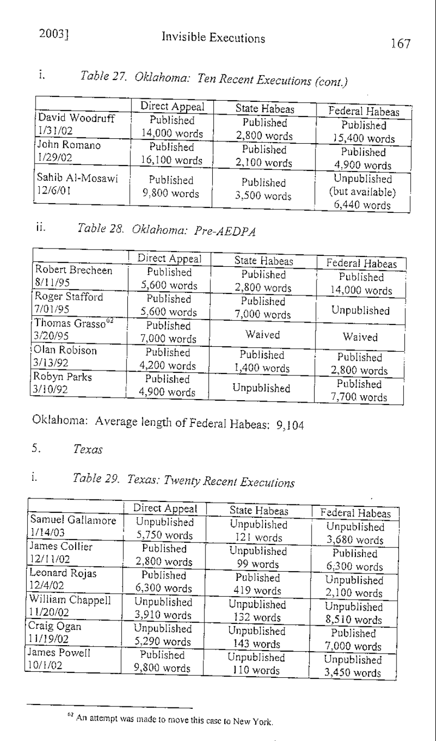i. *Table 27. Oklahoma: Ten Recent Executions (cont.)*

| | Direct Appeal | State Habeas | Federal Habeas |
|---|---|---|---|
| David Woodruff 1/31/02 | Published 14,000 words | Published 2,800 words | Published 15,400 words |
| John Romano 1/29/02 | Published 16,100 words | Published 2,100 words | Published 4,900 words |
| Sahib Al-Mosawi 12/6/01 | Published 9,800 words | Published 3,500 words | Unpublished (but available) 6,440 words |

ii. *Table 28. Oklahoma: Pre-AEDPA*

| | Direct Appeal | State Habeas | Federal Habeas |
|---|---|---|---|
| Robert Brecheen 8/11/95 | Published 5,600 words | Published 2,800 words | Published 14,000 words |
| Roger Stafford 7/01/95 | Published 5,600 words | Published 7,000 words | Unpublished |
| Thomas Grasso[62] 3/20/95 | Published 7,000 words | Waived | Waived |
| Olan Robison 3/13/92 | Published 4,200 words | Published 1,400 words | Published 2,800 words |
| Robyn Parks 3/10/92 | Published 4,900 words | Unpublished | Published 7,700 words |

Oklahoma: Average length of Federal Habeas: 9,104

5. *Texas*

i. *Table 29. Texas: Twenty Recent Executions*

| | Direct Appeal | State Habeas | Federal Habeas |
|---|---|---|---|
| Samuel Gallamore 1/14/03 | Unpublished 5,750 words | Unpublished 121 words | Unpublished 3,680 words |
| James Collier 12/11/02 | Published 2,800 words | Unpublished 99 words | Published 6,300 words |
| Leonard Rojas 12/4/02 | Published 6,300 words | Published 419 words | Unpublished 2,100 words |
| William Chappell 11/20/02 | Unpublished 3,910 words | Unpublished 132 words | Unpublished 8,510 words |
| Craig Ogan 11/19/02 | Unpublished 5,290 words | Unpublished 143 words | Published 7,000 words |
| James Powell 10/1/02 | Published 9,800 words | Unpublished 110 words | Unpublished 3,450 words |

[62] An attempt was made to move this case to New York.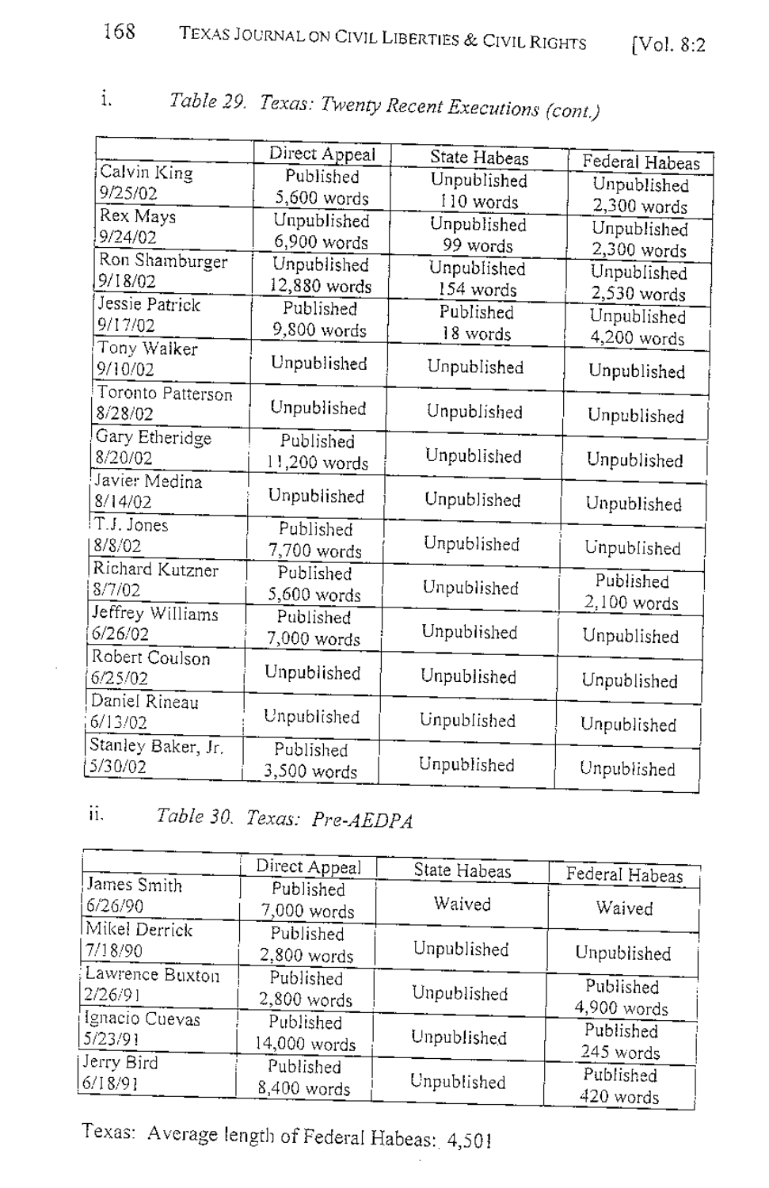i. *Table 29. Texas: Twenty Recent Executions (cont.)*

| | Direct Appeal | State Habeas | Federal Habeas |
|---|---|---|---|
| Calvin King 9/25/02 | Published 5,600 words | Unpublished 110 words | Unpublished 2,300 words |
| Rex Mays 9/24/02 | Unpublished 6,900 words | Unpublished 99 words | Unpublished 2,300 words |
| Ron Shamburger 9/18/02 | Unpublished 12,880 words | Unpublished 154 words | Unpublished 2,530 words |
| Jessie Patrick 9/17/02 | Published 9,800 words | Published 18 words | Unpublished 4,200 words |
| Tony Walker 9/10/02 | Unpublished | Unpublished | Unpublished |
| Toronto Patterson 8/28/02 | Unpublished | Unpublished | Unpublished |
| Gary Etheridge 8/20/02 | Published 11,200 words | Unpublished | Unpublished |
| Javier Medina 8/14/02 | Unpublished | Unpublished | Unpublished |
| T.J. Jones 8/8/02 | Published 7,700 words | Unpublished | Unpublished |
| Richard Kutzner 8/7/02 | Published 5,600 words | Unpublished | Published 2,100 words |
| Jeffrey Williams 6/26/02 | Published 7,000 words | Unpublished | Unpublished |
| Robert Coulson 6/25/02 | Unpublished | Unpublished | Unpublished |
| Daniel Rineau 6/13/02 | Unpublished | Unpublished | Unpublished |
| Stanley Baker, Jr. 5/30/02 | Published 3,500 words | Unpublished | Unpublished |

ii. *Table 30. Texas: Pre-AEDPA*

| | Direct Appeal | State Habeas | Federal Habeas |
|---|---|---|---|
| James Smith 6/26/90 | Published 7,000 words | Waived | Waived |
| Mikel Derrick 7/18/90 | Published 2,800 words | Unpublished | Unpublished |
| Lawrence Buxton 2/26/91 | Published 2,800 words | Unpublished | Published 4,900 words |
| Ignacio Cuevas 5/23/91 | Published 14,000 words | Unpublished | Published 245 words |
| Jerry Bird 6/18/91 | Published 8,400 words | Unpublished | Published 420 words |

Texas: Average length of Federal Habeas: 4,501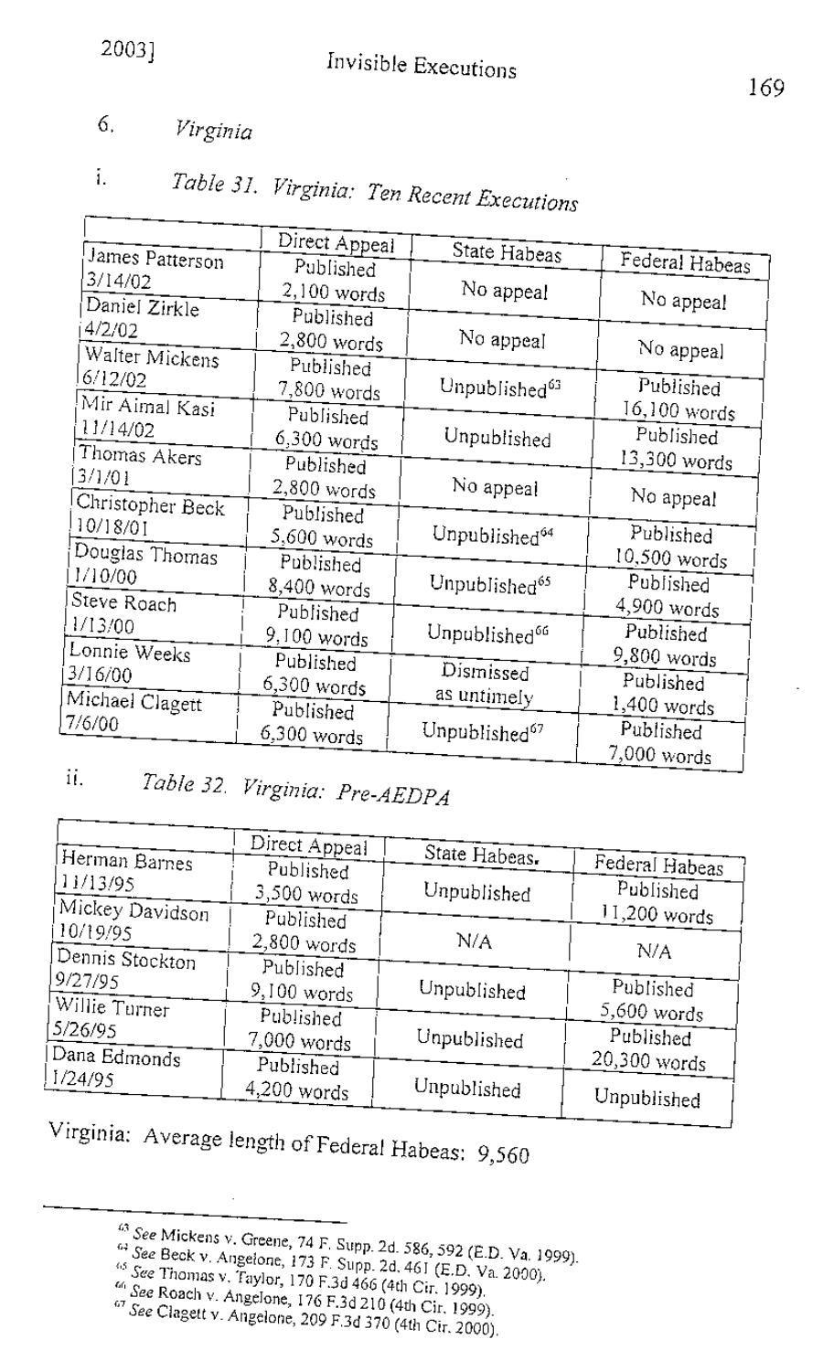### 6. *Virginia*

#### i. *Table 31. Virginia: Ten Recent Executions*

| | Direct Appeal | State Habeas | Federal Habeas |
|---|---|---|---|
| James Patterson 3/14/02 | Published 2,100 words | No appeal | No appeal |
| Daniel Zirkle 4/2/02 | Published 2,800 words | No appeal | No appeal |
| Walter Mickens 6/12/02 | Published 7,800 words | Unpublished[63] | Published 16,100 words |
| Mir Aimal Kasi 11/14/02 | Published 6,300 words | Unpublished | Published 13,300 words |
| Thomas Akers 3/1/01 | Published 2,800 words | No appeal | No appeal |
| Christopher Beck 10/18/01 | Published 5,600 words | Unpublished[64] | Published 10,500 words |
| Douglas Thomas 1/10/00 | Published 8,400 words | Unpublished[65] | Published 4,900 words |
| Steve Roach 1/13/00 | Published 9,100 words | Unpublished[66] | Published 9,800 words |
| Lonnie Weeks 3/16/00 | Published 6,300 words | Dismissed as untimely | Published 1,400 words |
| Michael Clagett 7/6/00 | Published 6,300 words | Unpublished[67] | Published 7,000 words |

#### ii. *Table 32. Virginia: Pre-AEDPA*

| | Direct Appeal | State Habeas | Federal Habeas |
|---|---|---|---|
| Herman Barnes 11/13/95 | Published 3,500 words | Unpublished | Published 11,200 words |
| Mickey Davidson 10/19/95 | Published 2,800 words | N/A | N/A |
| Dennis Stockton 9/27/95 | Published 9,100 words | Unpublished | Published 5,600 words |
| Willie Turner 5/26/95 | Published 7,000 words | Unpublished | Published 20,300 words |
| Dana Edmonds 1/24/95 | Published 4,200 words | Unpublished | Unpublished |

Virginia: Average length of Federal Habeas: 9,560

---

[63] *See* Mickens v. Greene, 74 F. Supp. 2d. 586, 592 (E.D. Va. 1999).

[64] *See* Beck v. Angelone, 173 F. Supp. 2d. 461 (E.D. Va. 2000).

[65] *See* Thomas v. Taylor, 170 F.3d 466 (4th Cir. 1999).

[66] *See* Roach v. Angelone, 176 F.3d 210 (4th Cir. 1999).

[67] *See* Clagett v. Angelone, 209 F.3d 370 (4th Cir. 2000).